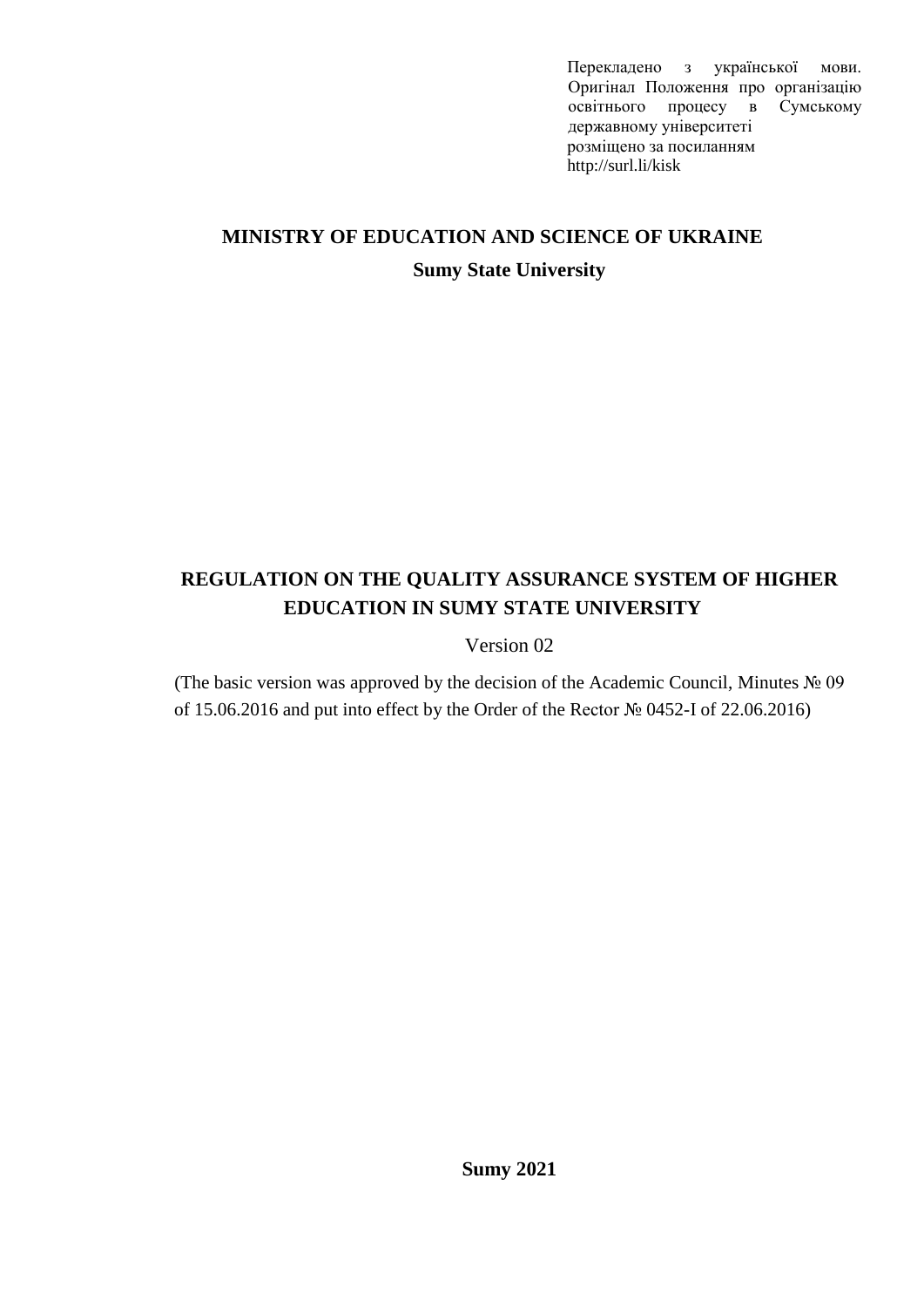Перекладено з української мови. Оригінал Положення про організацію освітнього процесу в Сумському державному університеті розміщено за посиланням http://surl.li/kisk

**MINISTRY OF EDUCATION AND SCIENCE OF UKRAINE**

**Sumy State University**

# REGULATION ON THE QUALITY ASSURANCE SYSTEM OF HIGHER EDUCATION IN SUMY STATE UNIVERSITY

Version 02

(The basic version was approved by the decision of the Academic Council, Minutes № 09 of 15.06.2016 and put into effect by the Order of the Rector № 0452-I of 22.06.2016)

**Sumy 2021**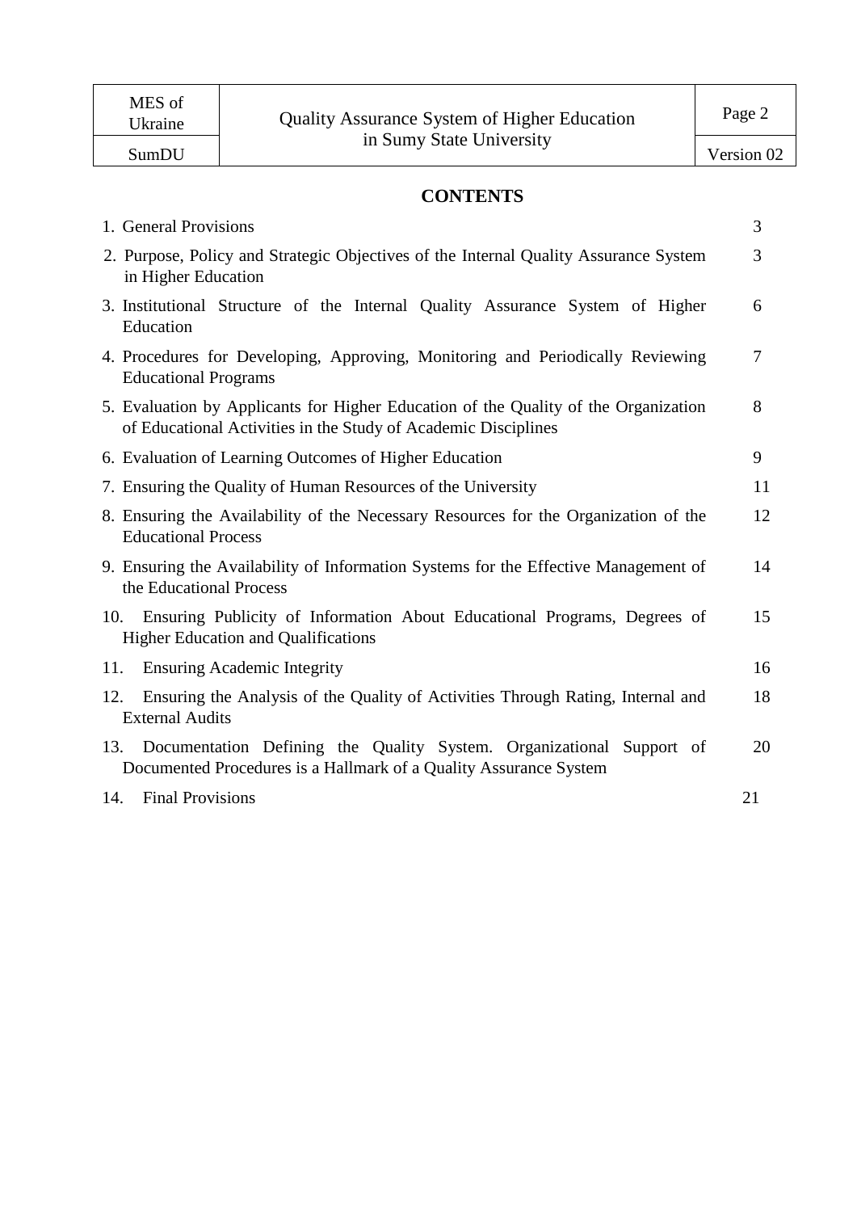## CONTENTS

| | |
|---|---|
| 1. General Provisions | 3 |
| 2. Purpose, Policy and Strategic Objectives of the Internal Quality Assurance System in Higher Education | 3 |
| 3. Institutional Structure of the Internal Quality Assurance System of Higher Education | 6 |
| 4. Procedures for Developing, Approving, Monitoring and Periodically Reviewing Educational Programs | 7 |
| 5. Evaluation by Applicants for Higher Education of the Quality of the Organization of Educational Activities in the Study of Academic Disciplines | 8 |
| 6. Evaluation of Learning Outcomes of Higher Education | 9 |
| 7. Ensuring the Quality of Human Resources of the University | 11 |
| 8. Ensuring the Availability of the Necessary Resources for the Organization of the Educational Process | 12 |
| 9. Ensuring the Availability of Information Systems for the Effective Management of the Educational Process | 14 |
| 10. Ensuring Publicity of Information About Educational Programs, Degrees of Higher Education and Qualifications | 15 |
| 11. Ensuring Academic Integrity | 16 |
| 12. Ensuring the Analysis of the Quality of Activities Through Rating, Internal and External Audits | 18 |
| 13. Documentation Defining the Quality System. Organizational Support of Documented Procedures is a Hallmark of a Quality Assurance System | 20 |
| 14. Final Provisions | 21 |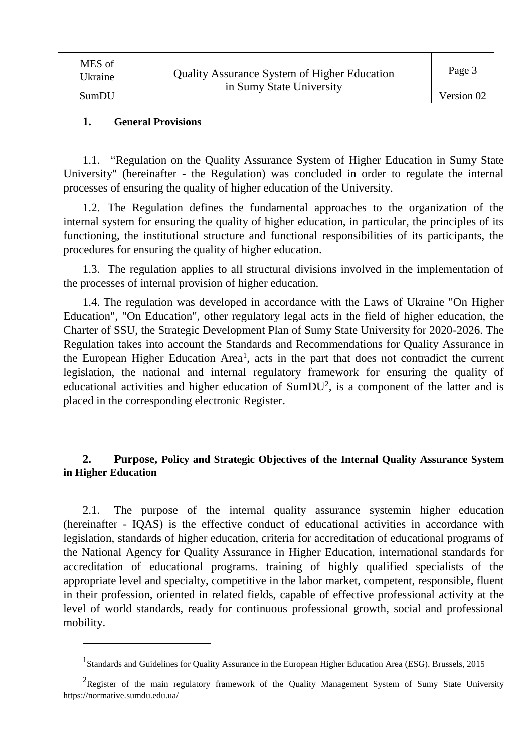## 1. General Provisions

1.1. "Regulation on the Quality Assurance System of Higher Education in Sumy State University" (hereinafter - the Regulation) was concluded in order to regulate the internal processes of ensuring the quality of higher education of the University.

1.2. The Regulation defines the fundamental approaches to the organization of the internal system for ensuring the quality of higher education, in particular, the principles of its functioning, the institutional structure and functional responsibilities of its participants, the procedures for ensuring the quality of higher education.

1.3. The regulation applies to all structural divisions involved in the implementation of the processes of internal provision of higher education.

1.4. The regulation was developed in accordance with the Laws of Ukraine "On Higher Education", "On Education", other regulatory legal acts in the field of higher education, the Charter of SSU, the Strategic Development Plan of Sumy State University for 2020-2026. The Regulation takes into account the Standards and Recommendations for Quality Assurance in the European Higher Education Area[1], acts in the part that does not contradict the current legislation, the national and internal regulatory framework for ensuring the quality of educational activities and higher education of SumDU[2], is a component of the latter and is placed in the corresponding electronic Register.

## 2. Purpose, Policy and Strategic Objectives of the Internal Quality Assurance System in Higher Education

2.1. The purpose of the internal quality assurance systemin higher education (hereinafter - IQAS) is the effective conduct of educational activities in accordance with legislation, standards of higher education, criteria for accreditation of educational programs of the National Agency for Quality Assurance in Higher Education, international standards for accreditation of educational programs. training of highly qualified specialists of the appropriate level and specialty, competitive in the labor market, competent, responsible, fluent in their profession, oriented in related fields, capable of effective professional activity at the level of world standards, ready for continuous professional growth, social and professional mobility.

---

[1] Standards and Guidelines for Quality Assurance in the European Higher Education Area (ESG). Brussels, 2015

[2] Register of the main regulatory framework of the Quality Management System of Sumy State University https://normative.sumdu.edu.ua/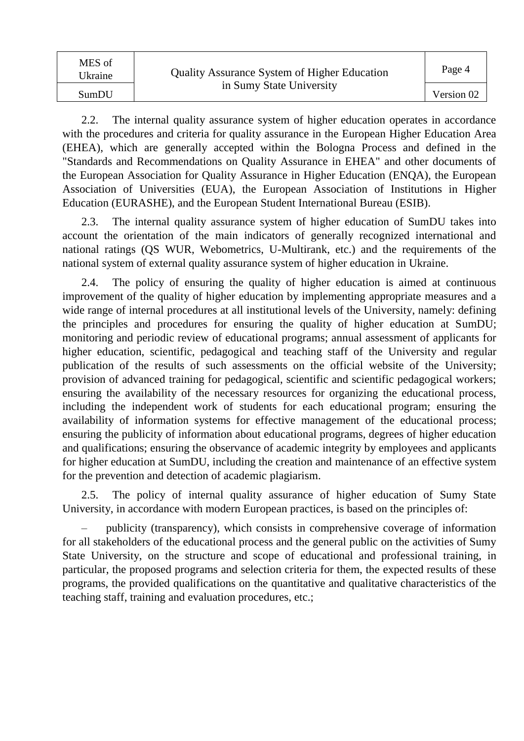2.2. The internal quality assurance system of higher education operates in accordance with the procedures and criteria for quality assurance in the European Higher Education Area (EHEA), which are generally accepted within the Bologna Process and defined in the "Standards and Recommendations on Quality Assurance in EHEA" and other documents of the European Association for Quality Assurance in Higher Education (ENQA), the European Association of Universities (EUA), the European Association of Institutions in Higher Education (EURASHE), and the European Student International Bureau (ESIB).

2.3. The internal quality assurance system of higher education of SumDU takes into account the orientation of the main indicators of generally recognized international and national ratings (QS WUR, Webometrics, U-Multirank, etc.) and the requirements of the national system of external quality assurance system of higher education in Ukraine.

2.4. The policy of ensuring the quality of higher education is aimed at continuous improvement of the quality of higher education by implementing appropriate measures and a wide range of internal procedures at all institutional levels of the University, namely: defining the principles and procedures for ensuring the quality of higher education at SumDU; monitoring and periodic review of educational programs; annual assessment of applicants for higher education, scientific, pedagogical and teaching staff of the University and regular publication of the results of such assessments on the official website of the University; provision of advanced training for pedagogical, scientific and scientific pedagogical workers; ensuring the availability of the necessary resources for organizing the educational process, including the independent work of students for each educational program; ensuring the availability of information systems for effective management of the educational process; ensuring the publicity of information about educational programs, degrees of higher education and qualifications; ensuring the observance of academic integrity by employees and applicants for higher education at SumDU, including the creation and maintenance of an effective system for the prevention and detection of academic plagiarism.

2.5. The policy of internal quality assurance of higher education of Sumy State University, in accordance with modern European practices, is based on the principles of:

– publicity (transparency), which consists in comprehensive coverage of information for all stakeholders of the educational process and the general public on the activities of Sumy State University, on the structure and scope of educational and professional training, in particular, the proposed programs and selection criteria for them, the expected results of these programs, the provided qualifications on the quantitative and qualitative characteristics of the teaching staff, training and evaluation procedures, etc.;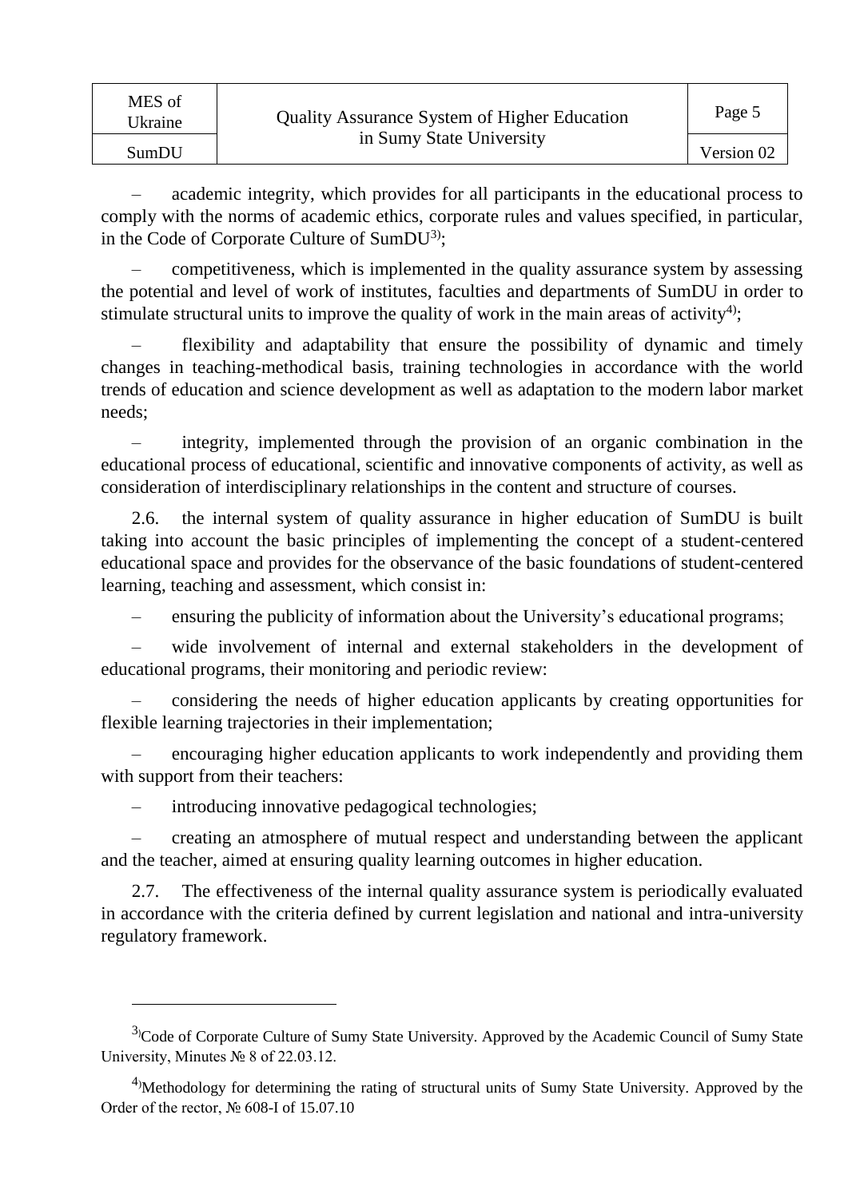– academic integrity, which provides for all participants in the educational process to comply with the norms of academic ethics, corporate rules and values specified, in particular, in the Code of Corporate Culture of SumDU[3)];

– competitiveness, which is implemented in the quality assurance system by assessing the potential and level of work of institutes, faculties and departments of SumDU in order to stimulate structural units to improve the quality of work in the main areas of activity[4)];

– flexibility and adaptability that ensure the possibility of dynamic and timely changes in teaching-methodical basis, training technologies in accordance with the world trends of education and science development as well as adaptation to the modern labor market needs;

– integrity, implemented through the provision of an organic combination in the educational process of educational, scientific and innovative components of activity, as well as consideration of interdisciplinary relationships in the content and structure of courses.

2.6. the internal system of quality assurance in higher education of SumDU is built taking into account the basic principles of implementing the concept of a student-centered educational space and provides for the observance of the basic foundations of student-centered learning, teaching and assessment, which consist in:

– ensuring the publicity of information about the University's educational programs;

– wide involvement of internal and external stakeholders in the development of educational programs, their monitoring and periodic review:

– considering the needs of higher education applicants by creating opportunities for flexible learning trajectories in their implementation;

– encouraging higher education applicants to work independently and providing them with support from their teachers:

– introducing innovative pedagogical technologies;

– creating an atmosphere of mutual respect and understanding between the applicant and the teacher, aimed at ensuring quality learning outcomes in higher education.

2.7. The effectiveness of the internal quality assurance system is periodically evaluated in accordance with the criteria defined by current legislation and national and intra-university regulatory framework.

---

[3)] Code of Corporate Culture of Sumy State University. Approved by the Academic Council of Sumy State University, Minutes № 8 of 22.03.12.

[4)] Methodology for determining the rating of structural units of Sumy State University. Approved by the Order of the rector, № 608-I of 15.07.10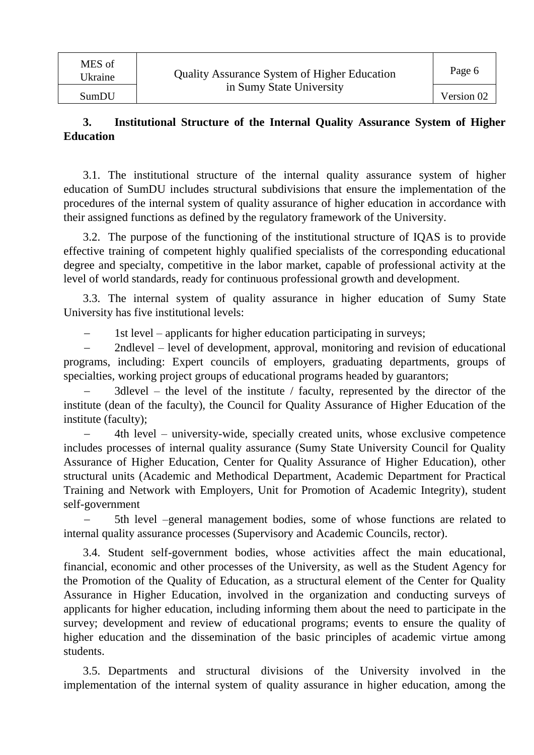## 3. Institutional Structure of the Internal Quality Assurance System of Higher Education

3.1. The institutional structure of the internal quality assurance system of higher education of SumDU includes structural subdivisions that ensure the implementation of the procedures of the internal system of quality assurance of higher education in accordance with their assigned functions as defined by the regulatory framework of the University.

3.2. The purpose of the functioning of the institutional structure of IQAS is to provide effective training of competent highly qualified specialists of the corresponding educational degree and specialty, competitive in the labor market, capable of professional activity at the level of world standards, ready for continuous professional growth and development.

3.3. The internal system of quality assurance in higher education of Sumy State University has five institutional levels:

- 1st level – applicants for higher education participating in surveys;
- 2ndlevel – level of development, approval, monitoring and revision of educational programs, including: Expert councils of employers, graduating departments, groups of specialties, working project groups of educational programs headed by guarantors;
- 3dlevel – the level of the institute / faculty, represented by the director of the institute (dean of the faculty), the Council for Quality Assurance of Higher Education of the institute (faculty);
- 4th level – university-wide, specially created units, whose exclusive competence includes processes of internal quality assurance (Sumy State University Council for Quality Assurance of Higher Education, Center for Quality Assurance of Higher Education), other structural units (Academic and Methodical Department, Academic Department for Practical Training and Network with Employers, Unit for Promotion of Academic Integrity), student self-government
- 5th level –general management bodies, some of whose functions are related to internal quality assurance processes (Supervisory and Academic Councils, rector).

3.4. Student self-government bodies, whose activities affect the main educational, financial, economic and other processes of the University, as well as the Student Agency for the Promotion of the Quality of Education, as a structural element of the Center for Quality Assurance in Higher Education, involved in the organization and conducting surveys of applicants for higher education, including informing them about the need to participate in the survey; development and review of educational programs; events to ensure the quality of higher education and the dissemination of the basic principles of academic virtue among students.

3.5. Departments and structural divisions of the University involved in the implementation of the internal system of quality assurance in higher education, among the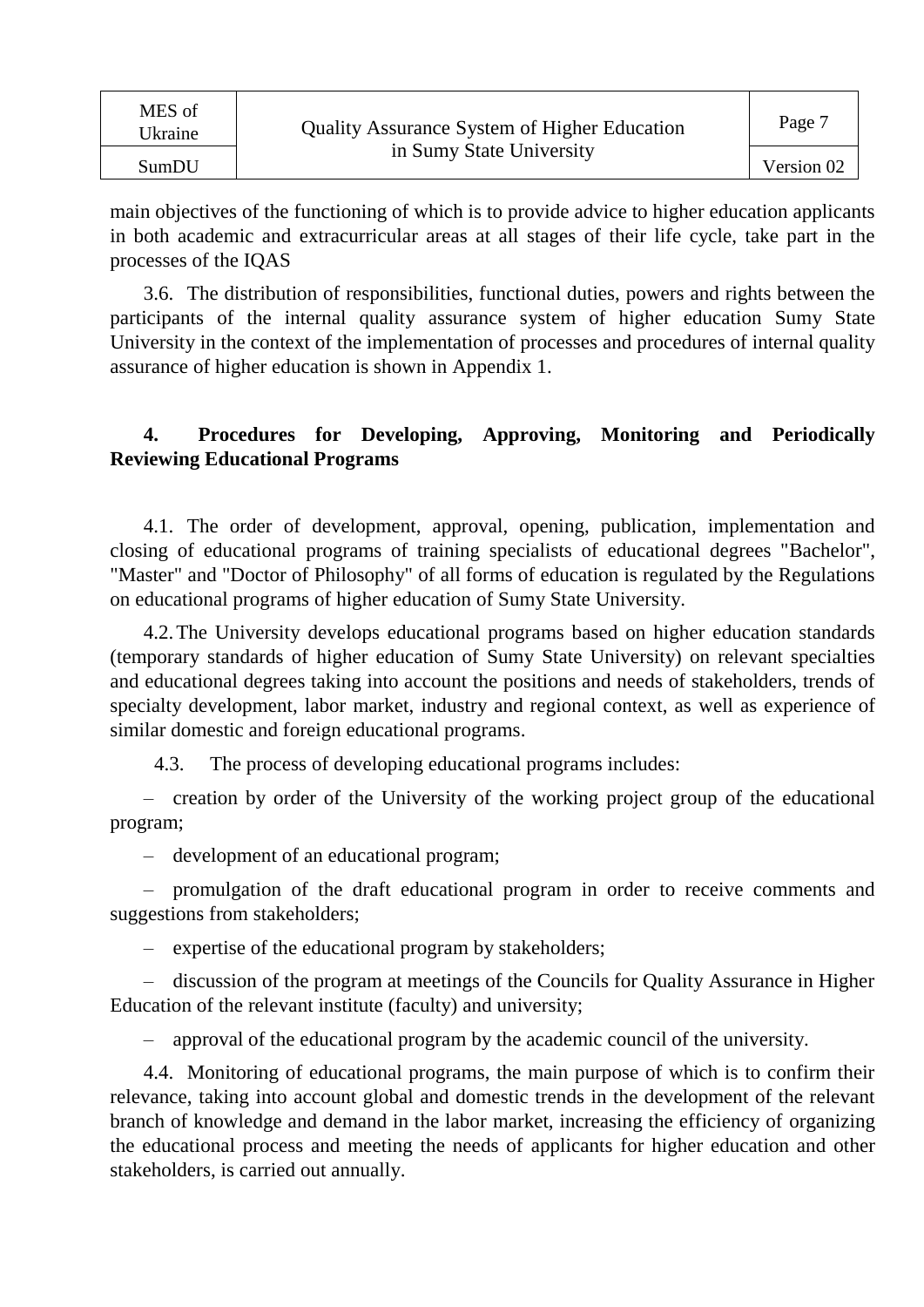main objectives of the functioning of which is to provide advice to higher education applicants in both academic and extracurricular areas at all stages of their life cycle, take part in the processes of the IQAS

3.6. The distribution of responsibilities, functional duties, powers and rights between the participants of the internal quality assurance system of higher education Sumy State University in the context of the implementation of processes and procedures of internal quality assurance of higher education is shown in Appendix 1.

## 4. Procedures for Developing, Approving, Monitoring and Periodically Reviewing Educational Programs

4.1. The order of development, approval, opening, publication, implementation and closing of educational programs of training specialists of educational degrees "Bachelor", "Master" and "Doctor of Philosophy" of all forms of education is regulated by the Regulations on educational programs of higher education of Sumy State University.

4.2. The University develops educational programs based on higher education standards (temporary standards of higher education of Sumy State University) on relevant specialties and educational degrees taking into account the positions and needs of stakeholders, trends of specialty development, labor market, industry and regional context, as well as experience of similar domestic and foreign educational programs.

4.3. The process of developing educational programs includes:

– creation by order of the University of the working project group of the educational program;

– development of an educational program;

– promulgation of the draft educational program in order to receive comments and suggestions from stakeholders;

– expertise of the educational program by stakeholders;

– discussion of the program at meetings of the Councils for Quality Assurance in Higher Education of the relevant institute (faculty) and university;

– approval of the educational program by the academic council of the university.

4.4. Monitoring of educational programs, the main purpose of which is to confirm their relevance, taking into account global and domestic trends in the development of the relevant branch of knowledge and demand in the labor market, increasing the efficiency of organizing the educational process and meeting the needs of applicants for higher education and other stakeholders, is carried out annually.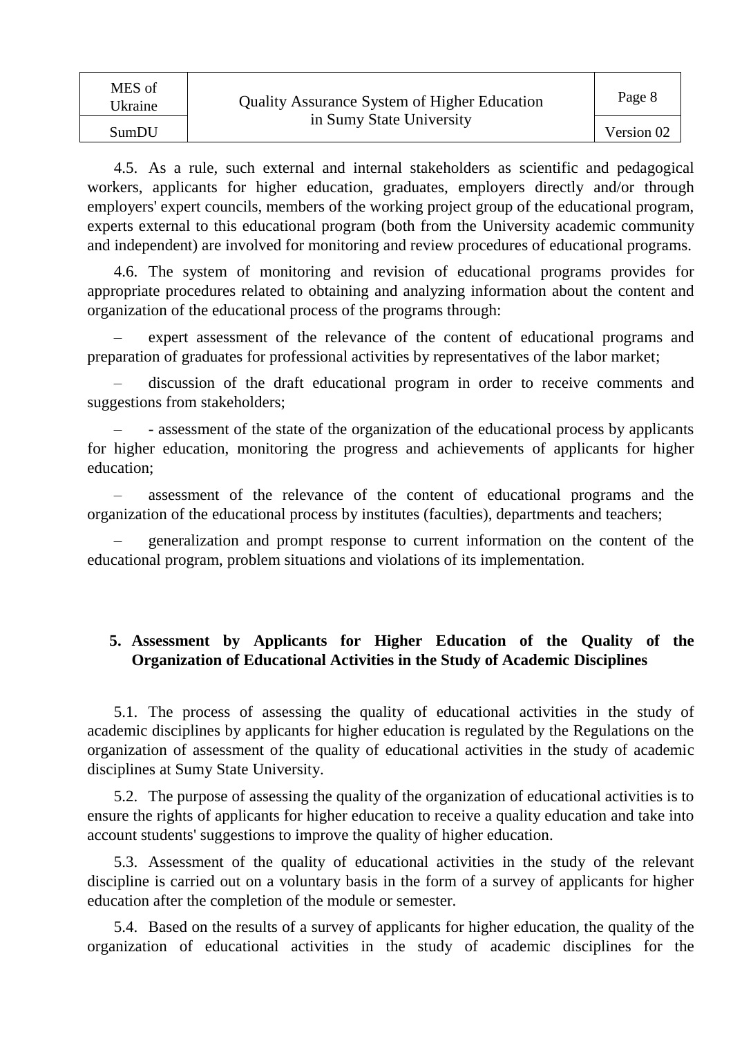4.5. As a rule, such external and internal stakeholders as scientific and pedagogical workers, applicants for higher education, graduates, employers directly and/or through employers' expert councils, members of the working project group of the educational program, experts external to this educational program (both from the University academic community and independent) are involved for monitoring and review procedures of educational programs.

4.6. The system of monitoring and revision of educational programs provides for appropriate procedures related to obtaining and analyzing information about the content and organization of the educational process of the programs through:

– expert assessment of the relevance of the content of educational programs and preparation of graduates for professional activities by representatives of the labor market;

– discussion of the draft educational program in order to receive comments and suggestions from stakeholders;

– - assessment of the state of the organization of the educational process by applicants for higher education, monitoring the progress and achievements of applicants for higher education;

– assessment of the relevance of the content of educational programs and the organization of the educational process by institutes (faculties), departments and teachers;

– generalization and prompt response to current information on the content of the educational program, problem situations and violations of its implementation.

## 5. Assessment by Applicants for Higher Education of the Quality of the Organization of Educational Activities in the Study of Academic Disciplines

5.1. The process of assessing the quality of educational activities in the study of academic disciplines by applicants for higher education is regulated by the Regulations on the organization of assessment of the quality of educational activities in the study of academic disciplines at Sumy State University.

5.2. The purpose of assessing the quality of the organization of educational activities is to ensure the rights of applicants for higher education to receive a quality education and take into account students' suggestions to improve the quality of higher education.

5.3. Assessment of the quality of educational activities in the study of the relevant discipline is carried out on a voluntary basis in the form of a survey of applicants for higher education after the completion of the module or semester.

5.4. Based on the results of a survey of applicants for higher education, the quality of the organization of educational activities in the study of academic disciplines for the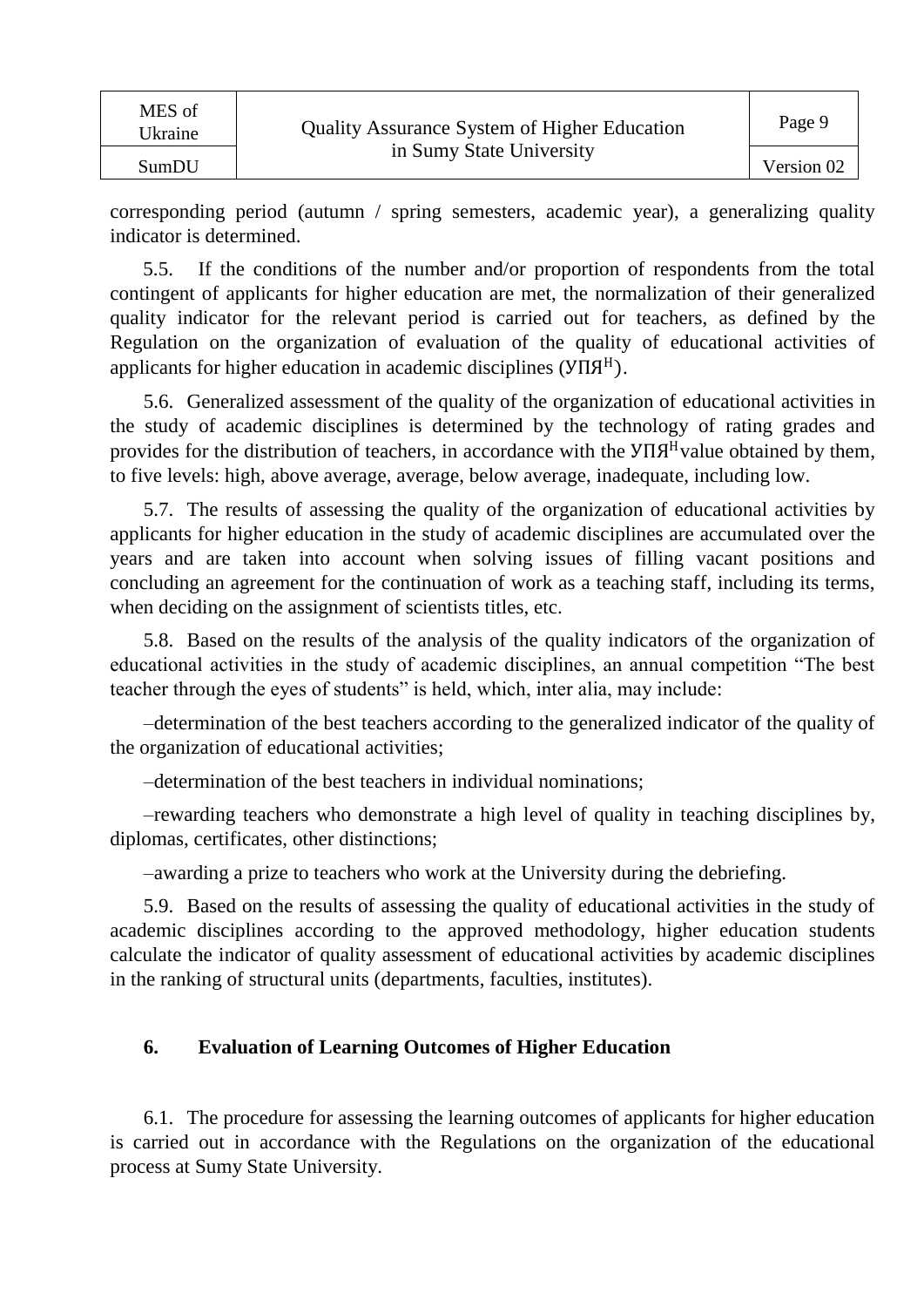corresponding period (autumn / spring semesters, academic year), a generalizing quality indicator is determined.

5.5. If the conditions of the number and/or proportion of respondents from the total contingent of applicants for higher education are met, the normalization of their generalized quality indicator for the relevant period is carried out for teachers, as defined by the Regulation on the organization of evaluation of the quality of educational activities of applicants for higher education in academic disciplines ($УПЯ^{Н}$).

5.6. Generalized assessment of the quality of the organization of educational activities in the study of academic disciplines is determined by the technology of rating grades and provides for the distribution of teachers, in accordance with the $УПЯ^{Н}$value obtained by them, to five levels: high, above average, average, below average, inadequate, including low.

5.7. The results of assessing the quality of the organization of educational activities by applicants for higher education in the study of academic disciplines are accumulated over the years and are taken into account when solving issues of filling vacant positions and concluding an agreement for the continuation of work as a teaching staff, including its terms, when deciding on the assignment of scientists titles, etc.

5.8. Based on the results of the analysis of the quality indicators of the organization of educational activities in the study of academic disciplines, an annual competition "The best teacher through the eyes of students" is held, which, inter alia, may include:

–determination of the best teachers according to the generalized indicator of the quality of the organization of educational activities;

–determination of the best teachers in individual nominations;

–rewarding teachers who demonstrate a high level of quality in teaching disciplines by, diplomas, certificates, other distinctions;

–awarding a prize to teachers who work at the University during the debriefing.

5.9. Based on the results of assessing the quality of educational activities in the study of academic disciplines according to the approved methodology, higher education students calculate the indicator of quality assessment of educational activities by academic disciplines in the ranking of structural units (departments, faculties, institutes).

## 6. Evaluation of Learning Outcomes of Higher Education

6.1. The procedure for assessing the learning outcomes of applicants for higher education is carried out in accordance with the Regulations on the organization of the educational process at Sumy State University.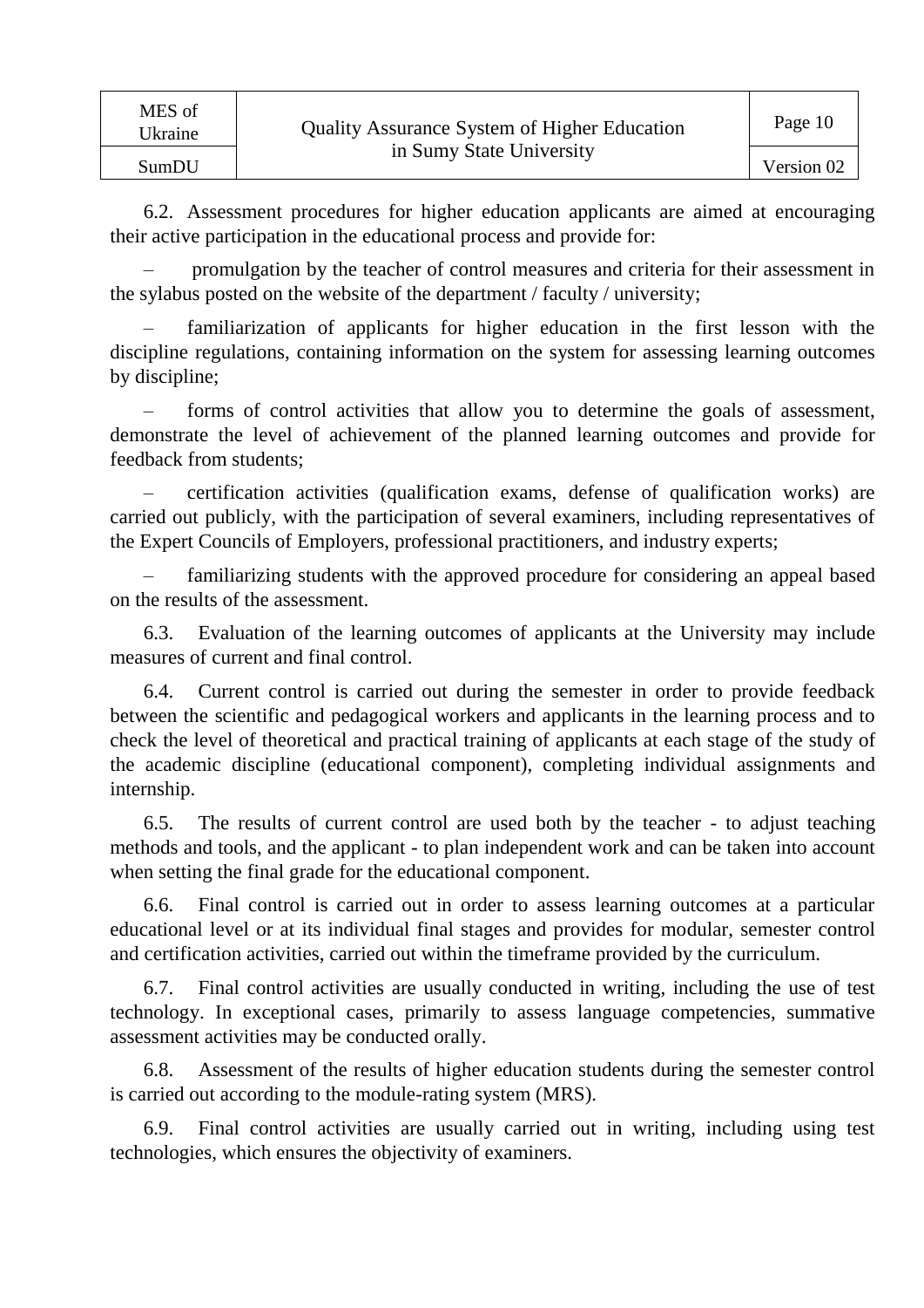6.2. Assessment procedures for higher education applicants are aimed at encouraging their active participation in the educational process and provide for:

– promulgation by the teacher of control measures and criteria for their assessment in the sylabus posted on the website of the department / faculty / university;

– familiarization of applicants for higher education in the first lesson with the discipline regulations, containing information on the system for assessing learning outcomes by discipline;

– forms of control activities that allow you to determine the goals of assessment, demonstrate the level of achievement of the planned learning outcomes and provide for feedback from students;

– certification activities (qualification exams, defense of qualification works) are carried out publicly, with the participation of several examiners, including representatives of the Expert Councils of Employers, professional practitioners, and industry experts;

– familiarizing students with the approved procedure for considering an appeal based on the results of the assessment.

6.3. Evaluation of the learning outcomes of applicants at the University may include measures of current and final control.

6.4. Current control is carried out during the semester in order to provide feedback between the scientific and pedagogical workers and applicants in the learning process and to check the level of theoretical and practical training of applicants at each stage of the study of the academic discipline (educational component), completing individual assignments and internship.

6.5. The results of current control are used both by the teacher - to adjust teaching methods and tools, and the applicant - to plan independent work and can be taken into account when setting the final grade for the educational component.

6.6. Final control is carried out in order to assess learning outcomes at a particular educational level or at its individual final stages and provides for modular, semester control and certification activities, carried out within the timeframe provided by the curriculum.

6.7. Final control activities are usually conducted in writing, including the use of test technology. In exceptional cases, primarily to assess language competencies, summative assessment activities may be conducted orally.

6.8. Assessment of the results of higher education students during the semester control is carried out according to the module-rating system (MRS).

6.9. Final control activities are usually carried out in writing, including using test technologies, which ensures the objectivity of examiners.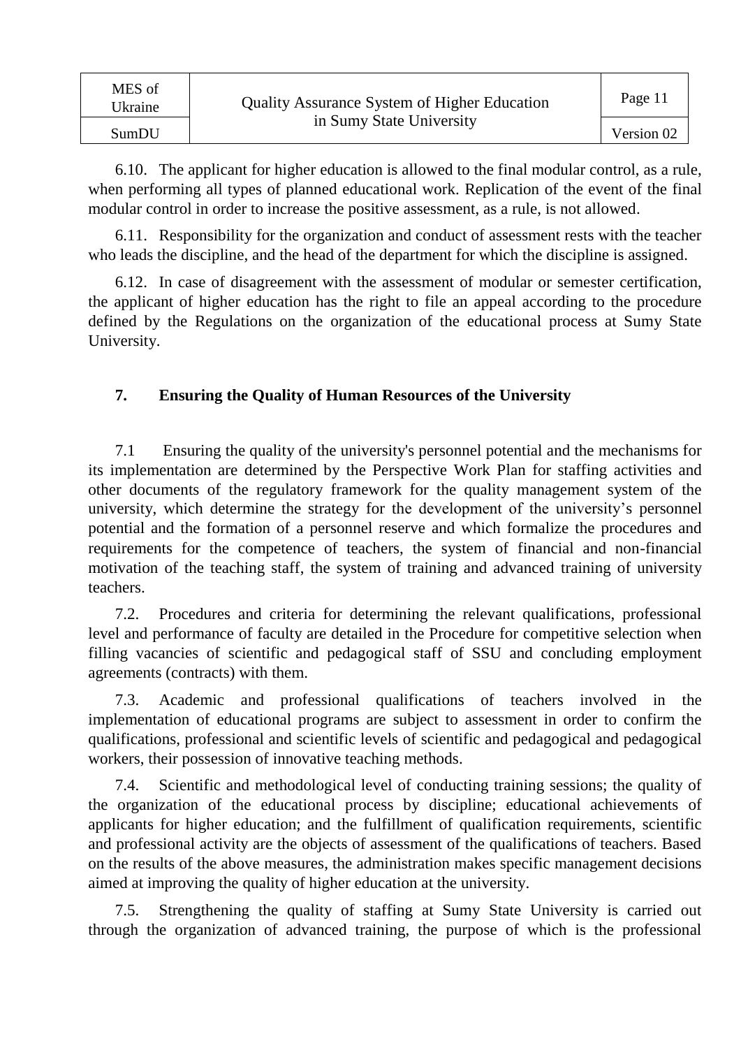6.10. The applicant for higher education is allowed to the final modular control, as a rule, when performing all types of planned educational work. Replication of the event of the final modular control in order to increase the positive assessment, as a rule, is not allowed.

6.11. Responsibility for the organization and conduct of assessment rests with the teacher who leads the discipline, and the head of the department for which the discipline is assigned.

6.12. In case of disagreement with the assessment of modular or semester certification, the applicant of higher education has the right to file an appeal according to the procedure defined by the Regulations on the organization of the educational process at Sumy State University.

## 7. Ensuring the Quality of Human Resources of the University

7.1 Ensuring the quality of the university's personnel potential and the mechanisms for its implementation are determined by the Perspective Work Plan for staffing activities and other documents of the regulatory framework for the quality management system of the university, which determine the strategy for the development of the university's personnel potential and the formation of a personnel reserve and which formalize the procedures and requirements for the competence of teachers, the system of financial and non-financial motivation of the teaching staff, the system of training and advanced training of university teachers.

7.2. Procedures and criteria for determining the relevant qualifications, professional level and performance of faculty are detailed in the Procedure for competitive selection when filling vacancies of scientific and pedagogical staff of SSU and concluding employment agreements (contracts) with them.

7.3. Academic and professional qualifications of teachers involved in the implementation of educational programs are subject to assessment in order to confirm the qualifications, professional and scientific levels of scientific and pedagogical and pedagogical workers, their possession of innovative teaching methods.

7.4. Scientific and methodological level of conducting training sessions; the quality of the organization of the educational process by discipline; educational achievements of applicants for higher education; and the fulfillment of qualification requirements, scientific and professional activity are the objects of assessment of the qualifications of teachers. Based on the results of the above measures, the administration makes specific management decisions aimed at improving the quality of higher education at the university.

7.5. Strengthening the quality of staffing at Sumy State University is carried out through the organization of advanced training, the purpose of which is the professional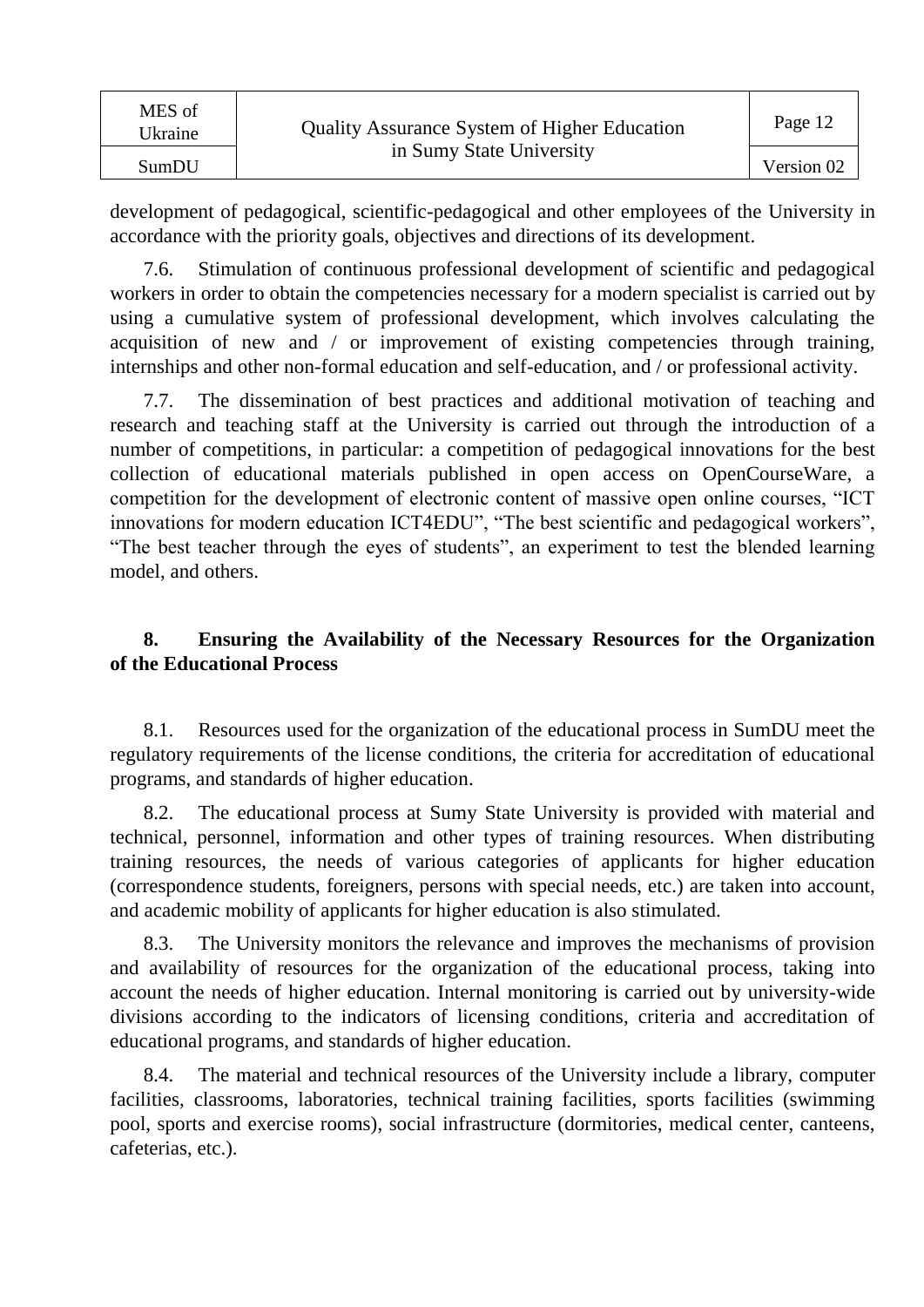development of pedagogical, scientific-pedagogical and other employees of the University in accordance with the priority goals, objectives and directions of its development.

7.6. Stimulation of continuous professional development of scientific and pedagogical workers in order to obtain the competencies necessary for a modern specialist is carried out by using a cumulative system of professional development, which involves calculating the acquisition of new and / or improvement of existing competencies through training, internships and other non-formal education and self-education, and / or professional activity.

7.7. The dissemination of best practices and additional motivation of teaching and research and teaching staff at the University is carried out through the introduction of a number of competitions, in particular: a competition of pedagogical innovations for the best collection of educational materials published in open access on OpenCourseWare, a competition for the development of electronic content of massive open online courses, "ICT innovations for modern education ICT4EDU", "The best scientific and pedagogical workers", "The best teacher through the eyes of students", an experiment to test the blended learning model, and others.

## 8. Ensuring the Availability of the Necessary Resources for the Organization of the Educational Process

8.1. Resources used for the organization of the educational process in SumDU meet the regulatory requirements of the license conditions, the criteria for accreditation of educational programs, and standards of higher education.

8.2. The educational process at Sumy State University is provided with material and technical, personnel, information and other types of training resources. When distributing training resources, the needs of various categories of applicants for higher education (correspondence students, foreigners, persons with special needs, etc.) are taken into account, and academic mobility of applicants for higher education is also stimulated.

8.3. The University monitors the relevance and improves the mechanisms of provision and availability of resources for the organization of the educational process, taking into account the needs of higher education. Internal monitoring is carried out by university-wide divisions according to the indicators of licensing conditions, criteria and accreditation of educational programs, and standards of higher education.

8.4. The material and technical resources of the University include a library, computer facilities, classrooms, laboratories, technical training facilities, sports facilities (swimming pool, sports and exercise rooms), social infrastructure (dormitories, medical center, canteens, cafeterias, etc.).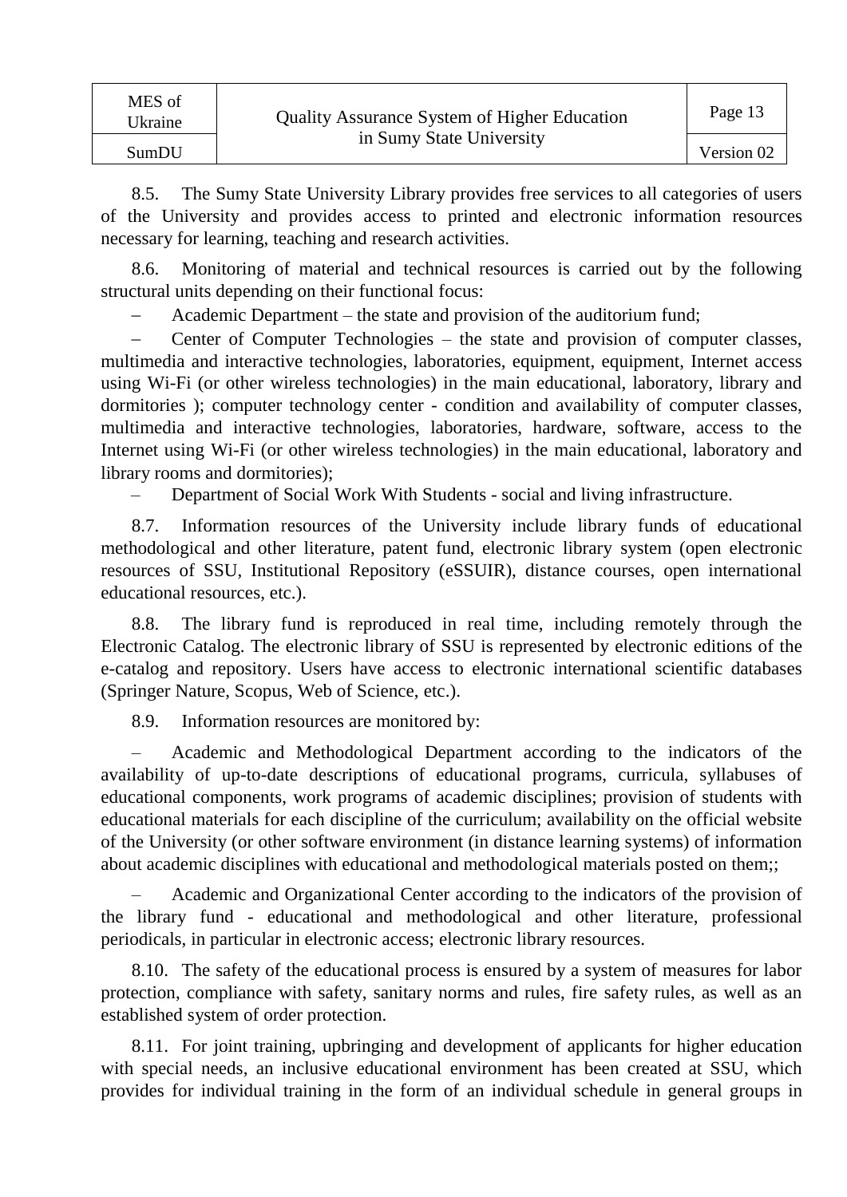8.5. The Sumy State University Library provides free services to all categories of users of the University and provides access to printed and electronic information resources necessary for learning, teaching and research activities.

8.6. Monitoring of material and technical resources is carried out by the following structural units depending on their functional focus:

– Academic Department – the state and provision of the auditorium fund;

– Center of Computer Technologies – the state and provision of computer classes, multimedia and interactive technologies, laboratories, equipment, equipment, Internet access using Wi-Fi (or other wireless technologies) in the main educational, laboratory, library and dormitories ); computer technology center - condition and availability of computer classes, multimedia and interactive technologies, laboratories, hardware, software, access to the Internet using Wi-Fi (or other wireless technologies) in the main educational, laboratory and library rooms and dormitories);

– Department of Social Work With Students - social and living infrastructure.

8.7. Information resources of the University include library funds of educational methodological and other literature, patent fund, electronic library system (open electronic resources of SSU, Institutional Repository (eSSUIR), distance courses, open international educational resources, etc.).

8.8. The library fund is reproduced in real time, including remotely through the Electronic Catalog. The electronic library of SSU is represented by electronic editions of the e-catalog and repository. Users have access to electronic international scientific databases (Springer Nature, Scopus, Web of Science, etc.).

8.9. Information resources are monitored by:

– Academic and Methodological Department according to the indicators of the availability of up-to-date descriptions of educational programs, curricula, syllabuses of educational components, work programs of academic disciplines; provision of students with educational materials for each discipline of the curriculum; availability on the official website of the University (or other software environment (in distance learning systems) of information about academic disciplines with educational and methodological materials posted on them;;

– Academic and Organizational Center according to the indicators of the provision of the library fund - educational and methodological and other literature, professional periodicals, in particular in electronic access; electronic library resources.

8.10. The safety of the educational process is ensured by a system of measures for labor protection, compliance with safety, sanitary norms and rules, fire safety rules, as well as an established system of order protection.

8.11. For joint training, upbringing and development of applicants for higher education with special needs, an inclusive educational environment has been created at SSU, which provides for individual training in the form of an individual schedule in general groups in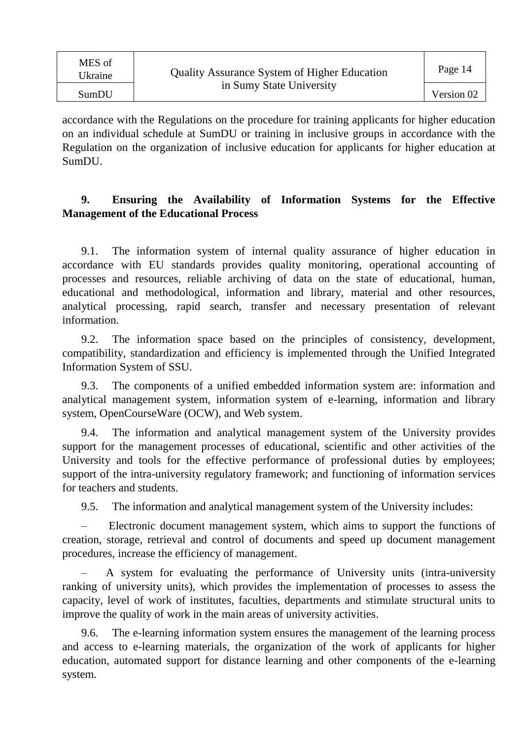accordance with the Regulations on the procedure for training applicants for higher education on an individual schedule at SumDU or training in inclusive groups in accordance with the Regulation on the organization of inclusive education for applicants for higher education at SumDU.

## 9. Ensuring the Availability of Information Systems for the Effective Management of the Educational Process

9.1. The information system of internal quality assurance of higher education in accordance with EU standards provides quality monitoring, operational accounting of processes and resources, reliable archiving of data on the state of educational, human, educational and methodological, information and library, material and other resources, analytical processing, rapid search, transfer and necessary presentation of relevant information.

9.2. The information space based on the principles of consistency, development, compatibility, standardization and efficiency is implemented through the Unified Integrated Information System of SSU.

9.3. The components of a unified embedded information system are: information and analytical management system, information system of e-learning, information and library system, OpenCourseWare (OCW), and Web system.

9.4. The information and analytical management system of the University provides support for the management processes of educational, scientific and other activities of the University and tools for the effective performance of professional duties by employees; support of the intra-university regulatory framework; and functioning of information services for teachers and students.

9.5. The information and analytical management system of the University includes:

– Electronic document management system, which aims to support the functions of creation, storage, retrieval and control of documents and speed up document management procedures, increase the efficiency of management.

– A system for evaluating the performance of University units (intra-university ranking of university units), which provides the implementation of processes to assess the capacity, level of work of institutes, faculties, departments and stimulate structural units to improve the quality of work in the main areas of university activities.

9.6. The e-learning information system ensures the management of the learning process and access to e-learning materials, the organization of the work of applicants for higher education, automated support for distance learning and other components of the e-learning system.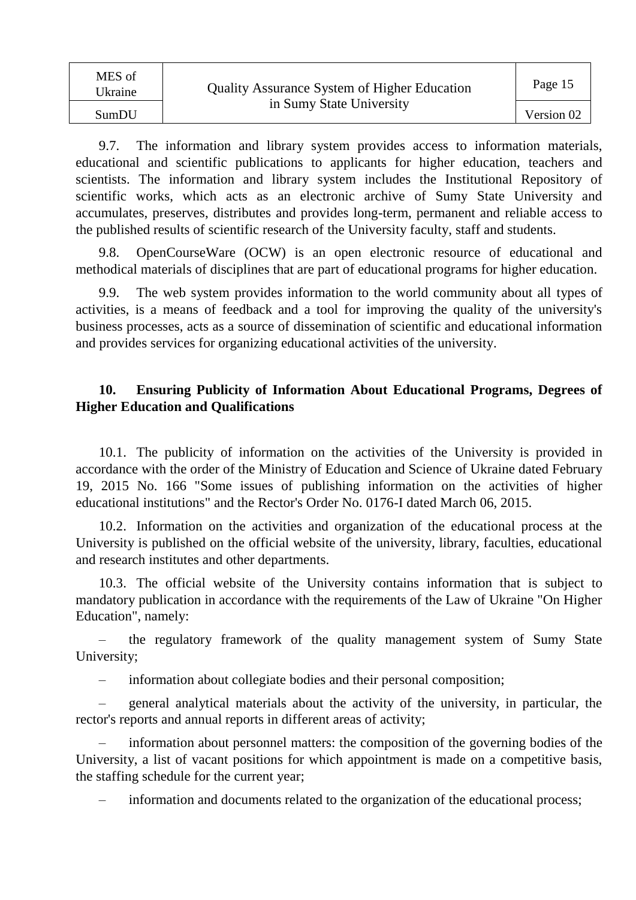9.7. The information and library system provides access to information materials, educational and scientific publications to applicants for higher education, teachers and scientists. The information and library system includes the Institutional Repository of scientific works, which acts as an electronic archive of Sumy State University and accumulates, preserves, distributes and provides long-term, permanent and reliable access to the published results of scientific research of the University faculty, staff and students.

9.8. OpenCourseWare (OCW) is an open electronic resource of educational and methodical materials of disciplines that are part of educational programs for higher education.

9.9. The web system provides information to the world community about all types of activities, is a means of feedback and a tool for improving the quality of the university's business processes, acts as a source of dissemination of scientific and educational information and provides services for organizing educational activities of the university.

## 10. Ensuring Publicity of Information About Educational Programs, Degrees of Higher Education and Qualifications

10.1. The publicity of information on the activities of the University is provided in accordance with the order of the Ministry of Education and Science of Ukraine dated February 19, 2015 No. 166 "Some issues of publishing information on the activities of higher educational institutions" and the Rector's Order No. 0176-I dated March 06, 2015.

10.2. Information on the activities and organization of the educational process at the University is published on the official website of the university, library, faculties, educational and research institutes and other departments.

10.3. The official website of the University contains information that is subject to mandatory publication in accordance with the requirements of the Law of Ukraine "On Higher Education", namely:

– the regulatory framework of the quality management system of Sumy State University;

– information about collegiate bodies and their personal composition;

– general analytical materials about the activity of the university, in particular, the rector's reports and annual reports in different areas of activity;

– information about personnel matters: the composition of the governing bodies of the University, a list of vacant positions for which appointment is made on a competitive basis, the staffing schedule for the current year;

– information and documents related to the organization of the educational process;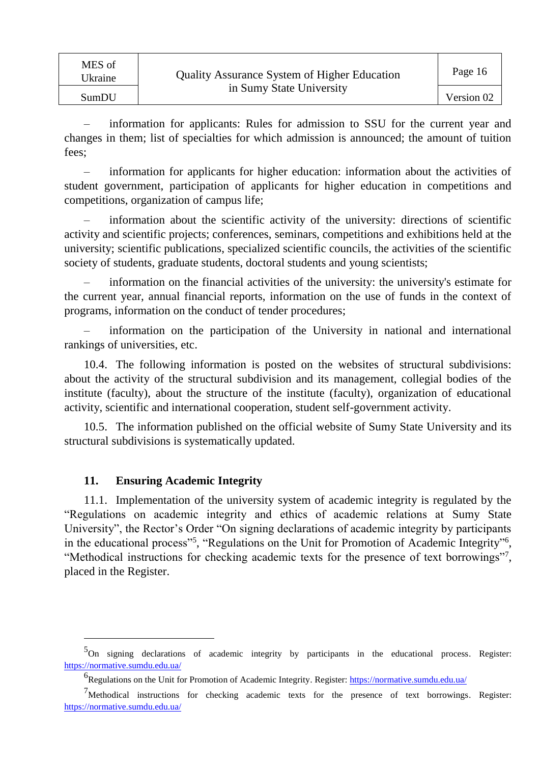– information for applicants: Rules for admission to SSU for the current year and changes in them; list of specialties for which admission is announced; the amount of tuition fees;

– information for applicants for higher education: information about the activities of student government, participation of applicants for higher education in competitions and competitions, organization of campus life;

– information about the scientific activity of the university: directions of scientific activity and scientific projects; conferences, seminars, competitions and exhibitions held at the university; scientific publications, specialized scientific councils, the activities of the scientific society of students, graduate students, doctoral students and young scientists;

– information on the financial activities of the university: the university's estimate for the current year, annual financial reports, information on the use of funds in the context of programs, information on the conduct of tender procedures;

– information on the participation of the University in national and international rankings of universities, etc.

10.4. The following information is posted on the websites of structural subdivisions: about the activity of the structural subdivision and its management, collegial bodies of the institute (faculty), about the structure of the institute (faculty), organization of educational activity, scientific and international cooperation, student self-government activity.

10.5. The information published on the official website of Sumy State University and its structural subdivisions is systematically updated.

## 11. Ensuring Academic Integrity

11.1. Implementation of the university system of academic integrity is regulated by the "Regulations on academic integrity and ethics of academic relations at Sumy State University", the Rector's Order "On signing declarations of academic integrity by participants in the educational process"[5], "Regulations on the Unit for Promotion of Academic Integrity"[6], "Methodical instructions for checking academic texts for the presence of text borrowings"[7], placed in the Register.

---

[5] On signing declarations of academic integrity by participants in the educational process. Register: https://normative.sumdu.edu.ua/

[6] Regulations on the Unit for Promotion of Academic Integrity. Register: https://normative.sumdu.edu.ua/

[7] Methodical instructions for checking academic texts for the presence of text borrowings. Register: https://normative.sumdu.edu.ua/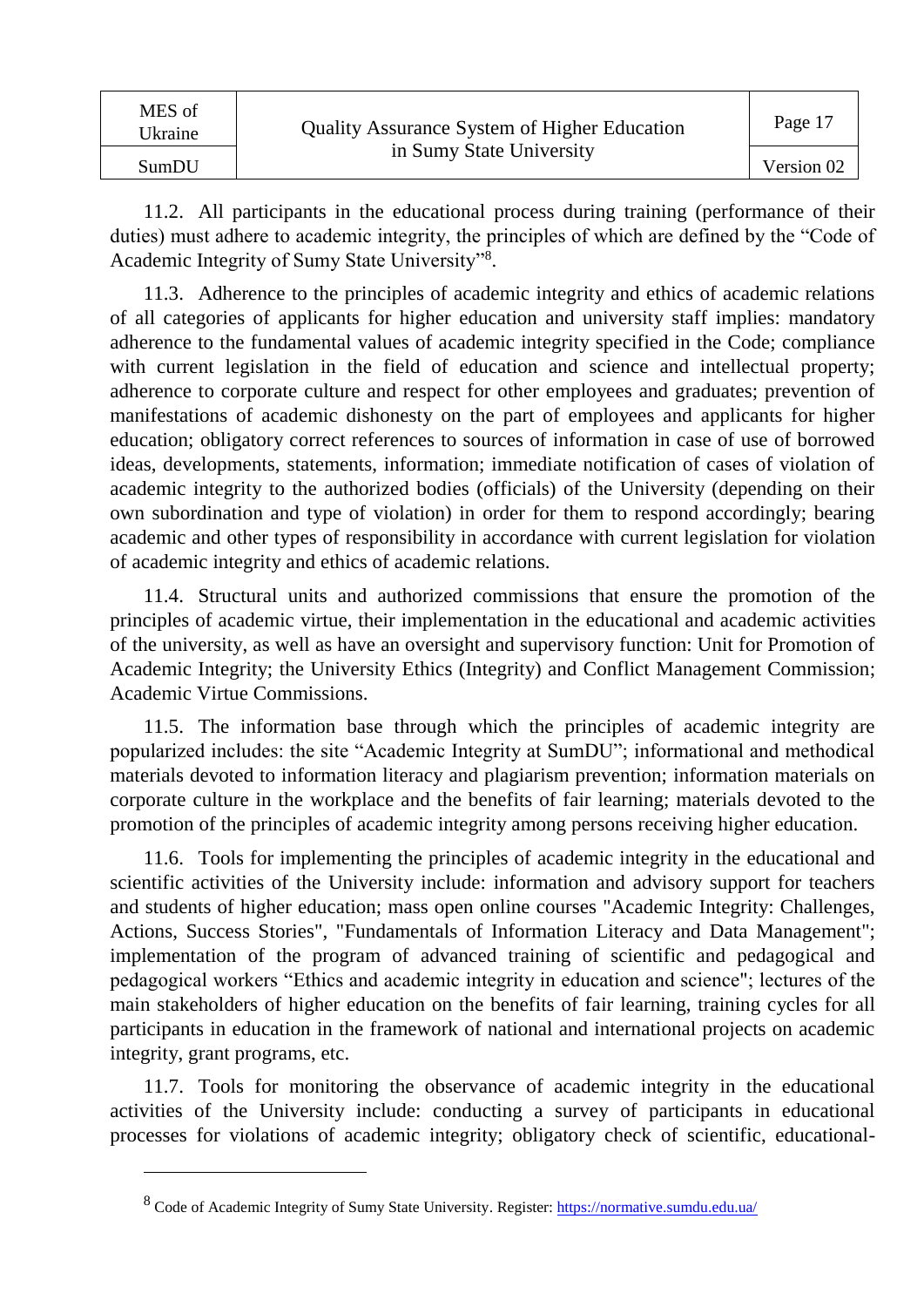11.2. All participants in the educational process during training (performance of their duties) must adhere to academic integrity, the principles of which are defined by the "Code of Academic Integrity of Sumy State University"[8].

11.3. Adherence to the principles of academic integrity and ethics of academic relations of all categories of applicants for higher education and university staff implies: mandatory adherence to the fundamental values of academic integrity specified in the Code; compliance with current legislation in the field of education and science and intellectual property; adherence to corporate culture and respect for other employees and graduates; prevention of manifestations of academic dishonesty on the part of employees and applicants for higher education; obligatory correct references to sources of information in case of use of borrowed ideas, developments, statements, information; immediate notification of cases of violation of academic integrity to the authorized bodies (officials) of the University (depending on their own subordination and type of violation) in order for them to respond accordingly; bearing academic and other types of responsibility in accordance with current legislation for violation of academic integrity and ethics of academic relations.

11.4. Structural units and authorized commissions that ensure the promotion of the principles of academic virtue, their implementation in the educational and academic activities of the university, as well as have an oversight and supervisory function: Unit for Promotion of Academic Integrity; the University Ethics (Integrity) and Conflict Management Commission; Academic Virtue Commissions.

11.5. The information base through which the principles of academic integrity are popularized includes: the site "Academic Integrity at SumDU"; informational and methodical materials devoted to information literacy and plagiarism prevention; information materials on corporate culture in the workplace and the benefits of fair learning; materials devoted to the promotion of the principles of academic integrity among persons receiving higher education.

11.6. Tools for implementing the principles of academic integrity in the educational and scientific activities of the University include: information and advisory support for teachers and students of higher education; mass open online courses "Academic Integrity: Challenges, Actions, Success Stories", "Fundamentals of Information Literacy and Data Management"; implementation of the program of advanced training of scientific and pedagogical and pedagogical workers "Ethics and academic integrity in education and science"; lectures of the main stakeholders of higher education on the benefits of fair learning, training cycles for all participants in education in the framework of national and international projects on academic integrity, grant programs, etc.

11.7. Tools for monitoring the observance of academic integrity in the educational activities of the University include: conducting a survey of participants in educational processes for violations of academic integrity; obligatory check of scientific, educational-

[8] Code of Academic Integrity of Sumy State University. Register: https://normative.sumdu.edu.ua/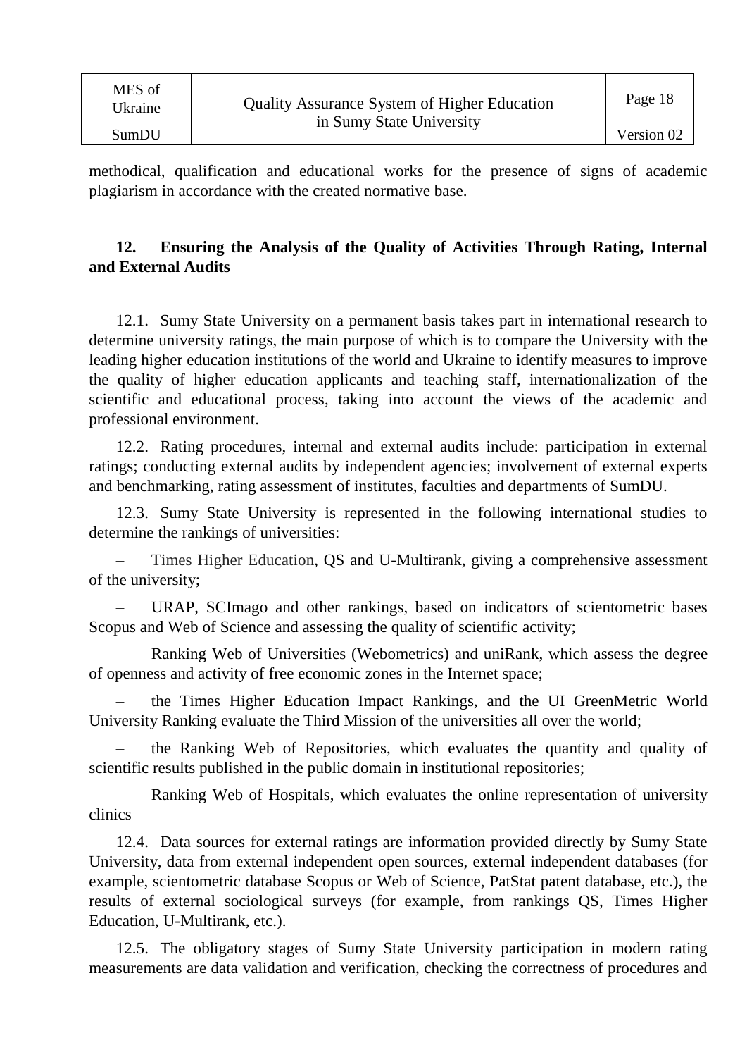methodical, qualification and educational works for the presence of signs of academic plagiarism in accordance with the created normative base.

## 12. Ensuring the Analysis of the Quality of Activities Through Rating, Internal and External Audits

12.1. Sumy State University on a permanent basis takes part in international research to determine university ratings, the main purpose of which is to compare the University with the leading higher education institutions of the world and Ukraine to identify measures to improve the quality of higher education applicants and teaching staff, internationalization of the scientific and educational process, taking into account the views of the academic and professional environment.

12.2. Rating procedures, internal and external audits include: participation in external ratings; conducting external audits by independent agencies; involvement of external experts and benchmarking, rating assessment of institutes, faculties and departments of SumDU.

12.3. Sumy State University is represented in the following international studies to determine the rankings of universities:

– Times Higher Education, QS and U-Multirank, giving a comprehensive assessment of the university;

– URAP, SCImago and other rankings, based on indicators of scientometric bases Scopus and Web of Science and assessing the quality of scientific activity;

– Ranking Web of Universities (Webometrics) and uniRank, which assess the degree of openness and activity of free economic zones in the Internet space;

– the Times Higher Education Impact Rankings, and the UI GreenMetric World University Ranking evaluate the Third Mission of the universities all over the world;

– the Ranking Web of Repositories, which evaluates the quantity and quality of scientific results published in the public domain in institutional repositories;

– Ranking Web of Hospitals, which evaluates the online representation of university clinics

12.4. Data sources for external ratings are information provided directly by Sumy State University, data from external independent open sources, external independent databases (for example, scientometric database Scopus or Web of Science, PatStat patent database, etc.), the results of external sociological surveys (for example, from rankings QS, Times Higher Education, U-Multirank, etc.).

12.5. The obligatory stages of Sumy State University participation in modern rating measurements are data validation and verification, checking the correctness of procedures and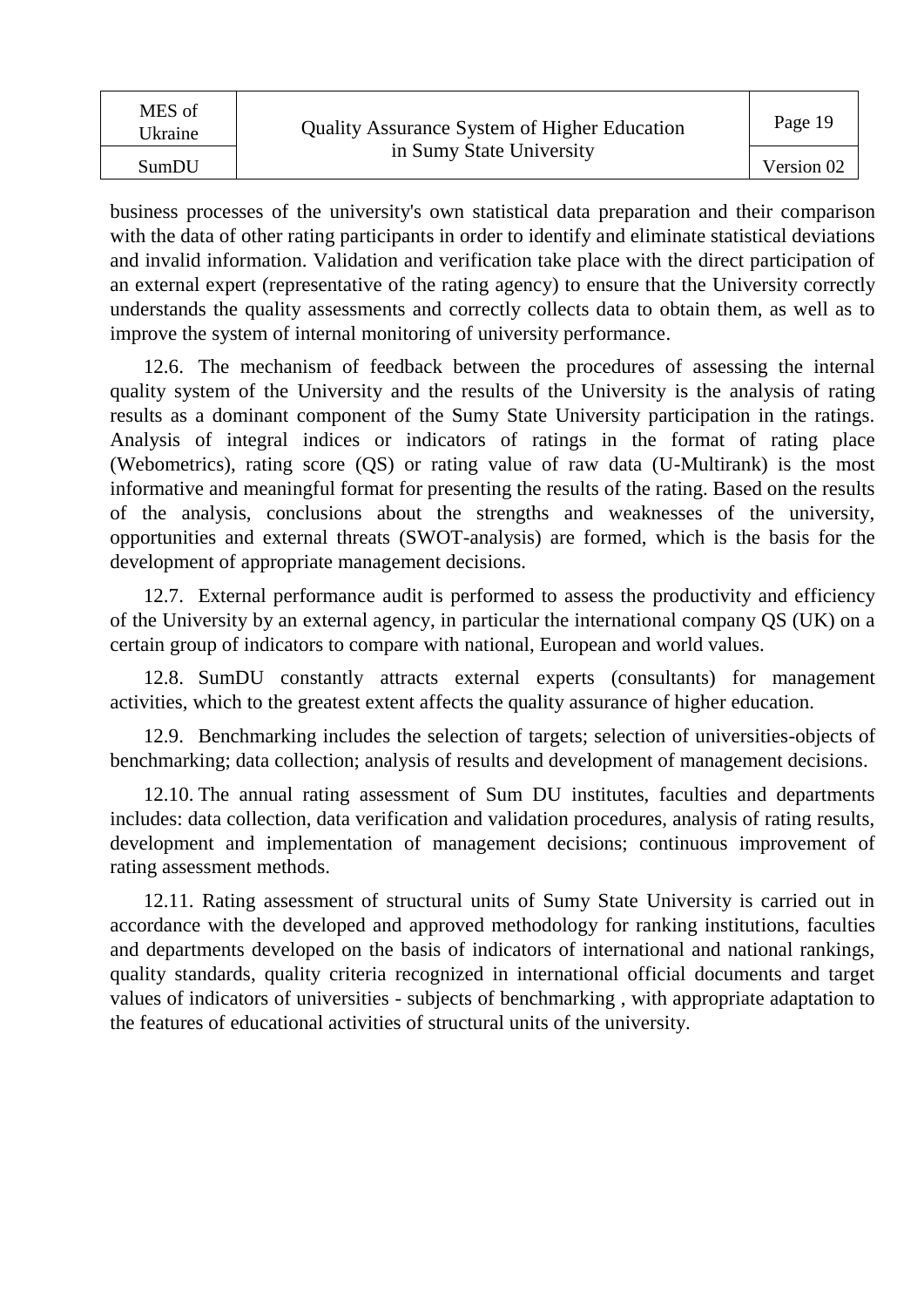business processes of the university's own statistical data preparation and their comparison with the data of other rating participants in order to identify and eliminate statistical deviations and invalid information. Validation and verification take place with the direct participation of an external expert (representative of the rating agency) to ensure that the University correctly understands the quality assessments and correctly collects data to obtain them, as well as to improve the system of internal monitoring of university performance.

12.6. The mechanism of feedback between the procedures of assessing the internal quality system of the University and the results of the University is the analysis of rating results as a dominant component of the Sumy State University participation in the ratings. Analysis of integral indices or indicators of ratings in the format of rating place (Webometrics), rating score (QS) or rating value of raw data (U-Multirank) is the most informative and meaningful format for presenting the results of the rating. Based on the results of the analysis, conclusions about the strengths and weaknesses of the university, opportunities and external threats (SWOT-analysis) are formed, which is the basis for the development of appropriate management decisions.

12.7. External performance audit is performed to assess the productivity and efficiency of the University by an external agency, in particular the international company QS (UK) on a certain group of indicators to compare with national, European and world values.

12.8. SumDU constantly attracts external experts (consultants) for management activities, which to the greatest extent affects the quality assurance of higher education.

12.9. Benchmarking includes the selection of targets; selection of universities-objects of benchmarking; data collection; analysis of results and development of management decisions.

12.10. The annual rating assessment of Sum DU institutes, faculties and departments includes: data collection, data verification and validation procedures, analysis of rating results, development and implementation of management decisions; continuous improvement of rating assessment methods.

12.11. Rating assessment of structural units of Sumy State University is carried out in accordance with the developed and approved methodology for ranking institutions, faculties and departments developed on the basis of indicators of international and national rankings, quality standards, quality criteria recognized in international official documents and target values of indicators of universities - subjects of benchmarking , with appropriate adaptation to the features of educational activities of structural units of the university.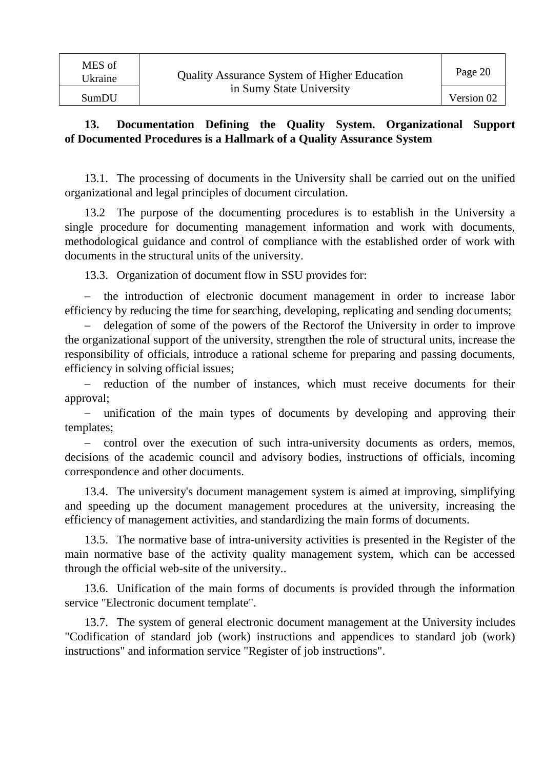## 13. Documentation Defining the Quality System. Organizational Support of Documented Procedures is a Hallmark of a Quality Assurance System

13.1. The processing of documents in the University shall be carried out on the unified organizational and legal principles of document circulation.

13.2 The purpose of the documenting procedures is to establish in the University a single procedure for documenting management information and work with documents, methodological guidance and control of compliance with the established order of work with documents in the structural units of the university.

13.3. Organization of document flow in SSU provides for:

- the introduction of electronic document management in order to increase labor efficiency by reducing the time for searching, developing, replicating and sending documents;
- delegation of some of the powers of the Rectorof the University in order to improve the organizational support of the university, strengthen the role of structural units, increase the responsibility of officials, introduce a rational scheme for preparing and passing documents, efficiency in solving official issues;
- reduction of the number of instances, which must receive documents for their approval;
- unification of the main types of documents by developing and approving their templates;
- control over the execution of such intra-university documents as orders, memos, decisions of the academic council and advisory bodies, instructions of officials, incoming correspondence and other documents.

13.4. The university's document management system is aimed at improving, simplifying and speeding up the document management procedures at the university, increasing the efficiency of management activities, and standardizing the main forms of documents.

13.5. The normative base of intra-university activities is presented in the Register of the main normative base of the activity quality management system, which can be accessed through the official web-site of the university..

13.6. Unification of the main forms of documents is provided through the information service "Electronic document template".

13.7. The system of general electronic document management at the University includes "Codification of standard job (work) instructions and appendices to standard job (work) instructions" and information service "Register of job instructions".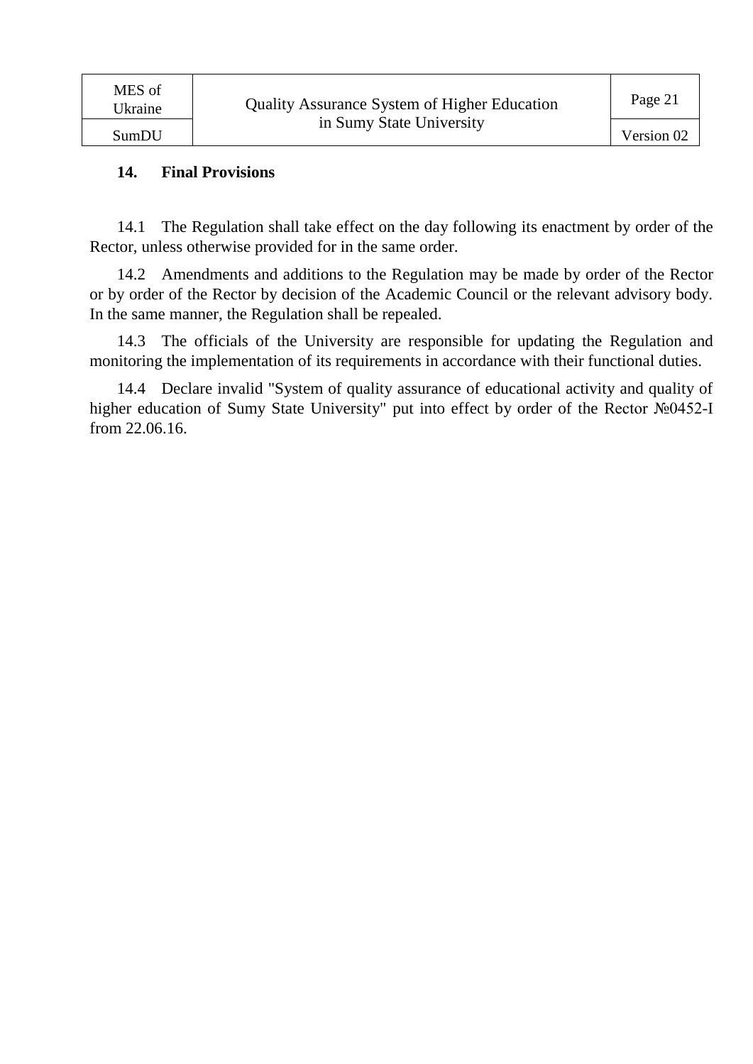## 14. Final Provisions

14.1 The Regulation shall take effect on the day following its enactment by order of the Rector, unless otherwise provided for in the same order.

14.2 Amendments and additions to the Regulation may be made by order of the Rector or by order of the Rector by decision of the Academic Council or the relevant advisory body. In the same manner, the Regulation shall be repealed.

14.3 The officials of the University are responsible for updating the Regulation and monitoring the implementation of its requirements in accordance with their functional duties.

14.4 Declare invalid "System of quality assurance of educational activity and quality of higher education of Sumy State University" put into effect by order of the Rector №0452-I from 22.06.16.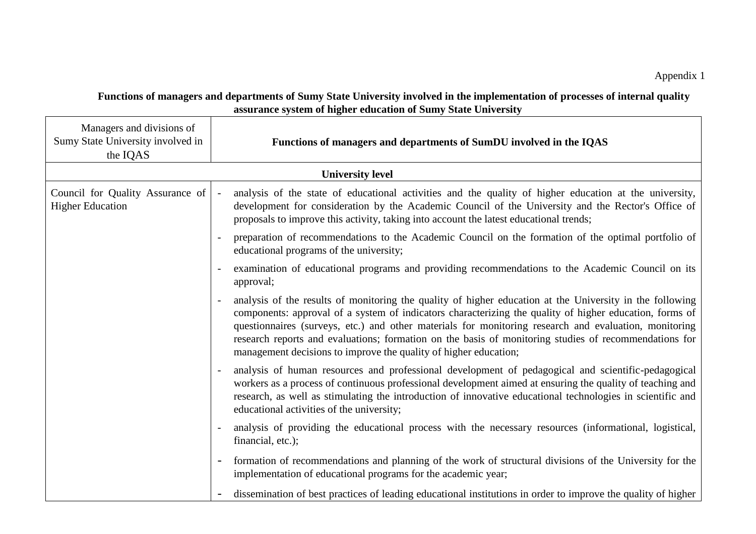Appendix 1

**Functions of managers and departments of Sumy State University involved in the implementation of processes of internal quality assurance system of higher education of Sumy State University**

| Managers and divisions of Sumy State University involved in the IQAS | **Functions of managers and departments of SumDU involved in the IQAS** |
|---|---|
| **University level** | |
| Council for Quality Assurance of Higher Education | - analysis of the state of educational activities and the quality of higher education at the university, development for consideration by the Academic Council of the University and the Rector's Office of proposals to improve this activity, taking into account the latest educational trends;<br>- preparation of recommendations to the Academic Council on the formation of the optimal portfolio of educational programs of the university;<br>- examination of educational programs and providing recommendations to the Academic Council on its approval;<br>- analysis of the results of monitoring the quality of higher education at the University in the following components: approval of a system of indicators characterizing the quality of higher education, forms of questionnaires (surveys, etc.) and other materials for monitoring research and evaluation, monitoring research reports and evaluations; formation on the basis of monitoring studies of recommendations for management decisions to improve the quality of higher education;<br>- analysis of human resources and professional development of pedagogical and scientific-pedagogical workers as a process of continuous professional development aimed at ensuring the quality of teaching and research, as well as stimulating the introduction of innovative educational technologies in scientific and educational activities of the university;<br>- analysis of providing the educational process with the necessary resources (informational, logistical, financial, etc.);<br>- formation of recommendations and planning of the work of structural divisions of the University for the implementation of educational programs for the academic year;<br>- dissemination of best practices of leading educational institutions in order to improve the quality of higher |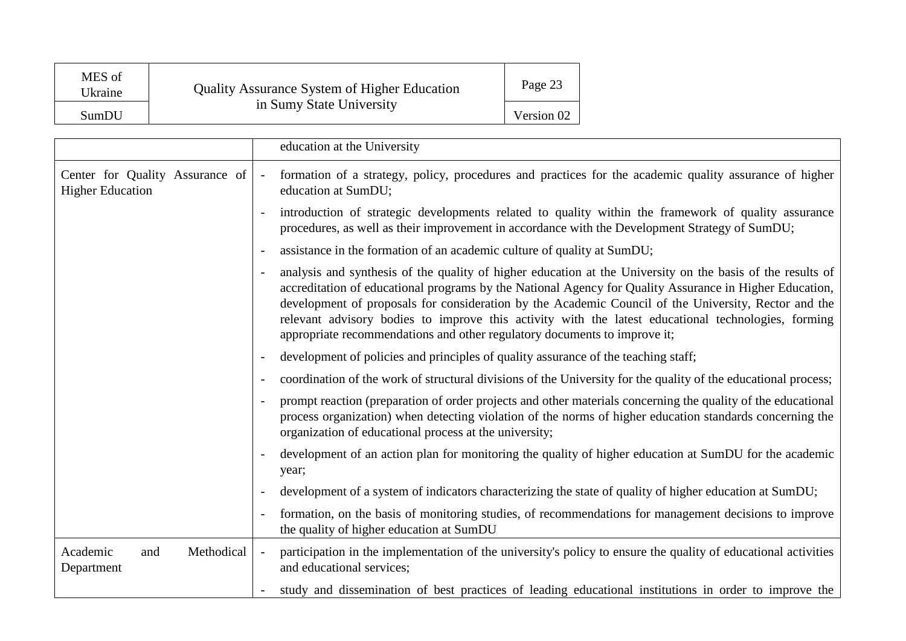| | |
|---|---|
| | education at the University |
| Center for Quality Assurance of Higher Education | - formation of a strategy, policy, procedures and practices for the academic quality assurance of higher education at SumDU;<br>- introduction of strategic developments related to quality within the framework of quality assurance procedures, as well as their improvement in accordance with the Development Strategy of SumDU;<br>- assistance in the formation of an academic culture of quality at SumDU;<br>- analysis and synthesis of the quality of higher education at the University on the basis of the results of accreditation of educational programs by the National Agency for Quality Assurance in Higher Education, development of proposals for consideration by the Academic Council of the University, Rector and the relevant advisory bodies to improve this activity with the latest educational technologies, forming appropriate recommendations and other regulatory documents to improve it;<br>- development of policies and principles of quality assurance of the teaching staff;<br>- coordination of the work of structural divisions of the University for the quality of the educational process;<br>- prompt reaction (preparation of order projects and other materials concerning the quality of the educational process organization) when detecting violation of the norms of higher education standards concerning the organization of educational process at the university;<br>- development of an action plan for monitoring the quality of higher education at SumDU for the academic year;<br>- development of a system of indicators characterizing the state of quality of higher education at SumDU;<br>- formation, on the basis of monitoring studies, of recommendations for management decisions to improve the quality of higher education at SumDU |
| Academic and Methodical Department | - participation in the implementation of the university's policy to ensure the quality of educational activities and educational services;<br>- study and dissemination of best practices of leading educational institutions in order to improve the |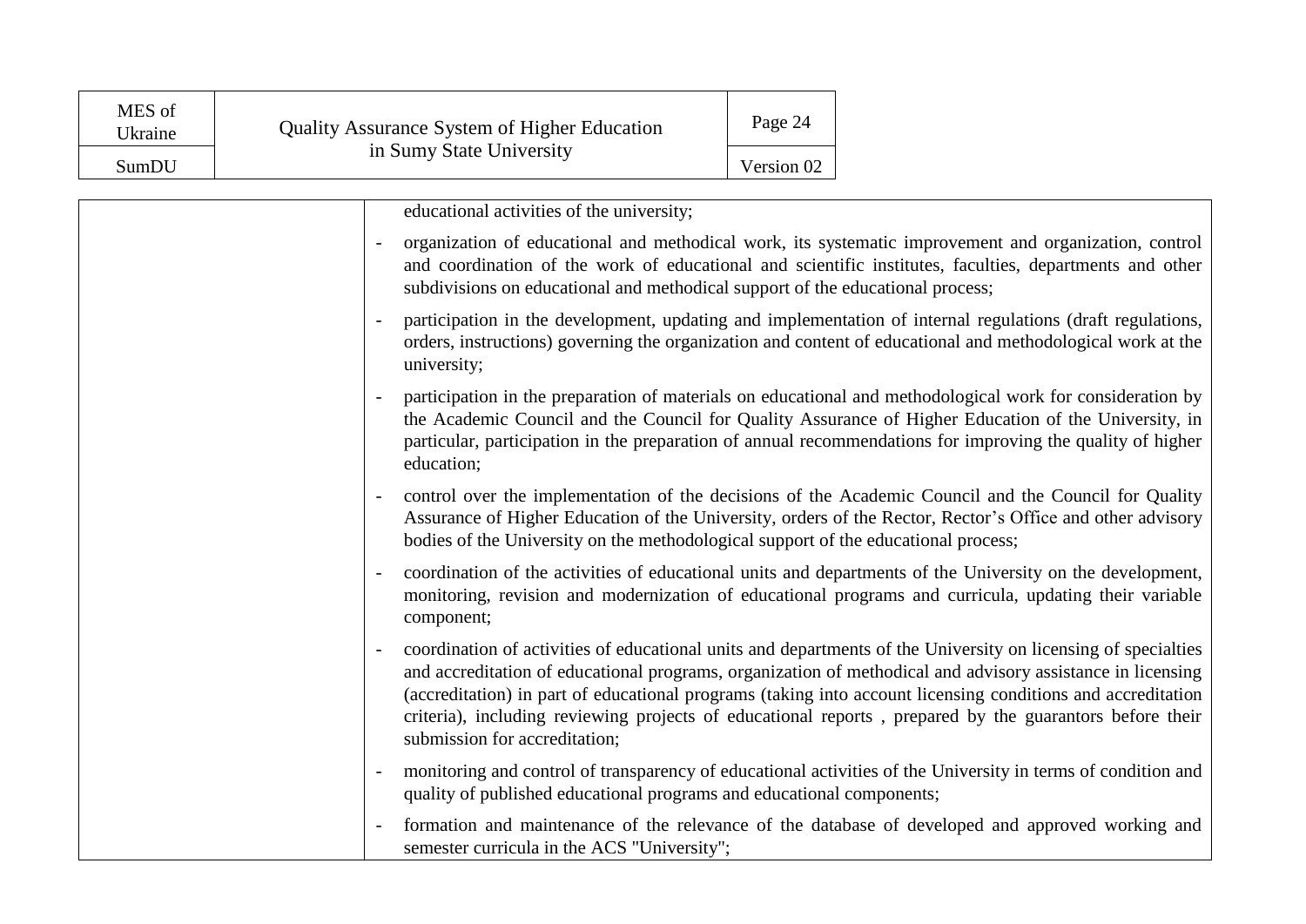| | |
|---|---|
| | educational activities of the university;<br>- organization of educational and methodical work, its systematic improvement and organization, control and coordination of the work of educational and scientific institutes, faculties, departments and other subdivisions on educational and methodical support of the educational process;<br>- participation in the development, updating and implementation of internal regulations (draft regulations, orders, instructions) governing the organization and content of educational and methodological work at the university;<br>- participation in the preparation of materials on educational and methodological work for consideration by the Academic Council and the Council for Quality Assurance of Higher Education of the University, in particular, participation in the preparation of annual recommendations for improving the quality of higher education;<br>- control over the implementation of the decisions of the Academic Council and the Council for Quality Assurance of Higher Education of the University, orders of the Rector, Rector's Office and other advisory bodies of the University on the methodological support of the educational process;<br>- coordination of the activities of educational units and departments of the University on the development, monitoring, revision and modernization of educational programs and curricula, updating their variable component;<br>- coordination of activities of educational units and departments of the University on licensing of specialties and accreditation of educational programs, organization of methodical and advisory assistance in licensing (accreditation) in part of educational programs (taking into account licensing conditions and accreditation criteria), including reviewing projects of educational reports , prepared by the guarantors before their submission for accreditation;<br>- monitoring and control of transparency of educational activities of the University in terms of condition and quality of published educational programs and educational components;<br>- formation and maintenance of the relevance of the database of developed and approved working and semester curricula in the ACS "University"; |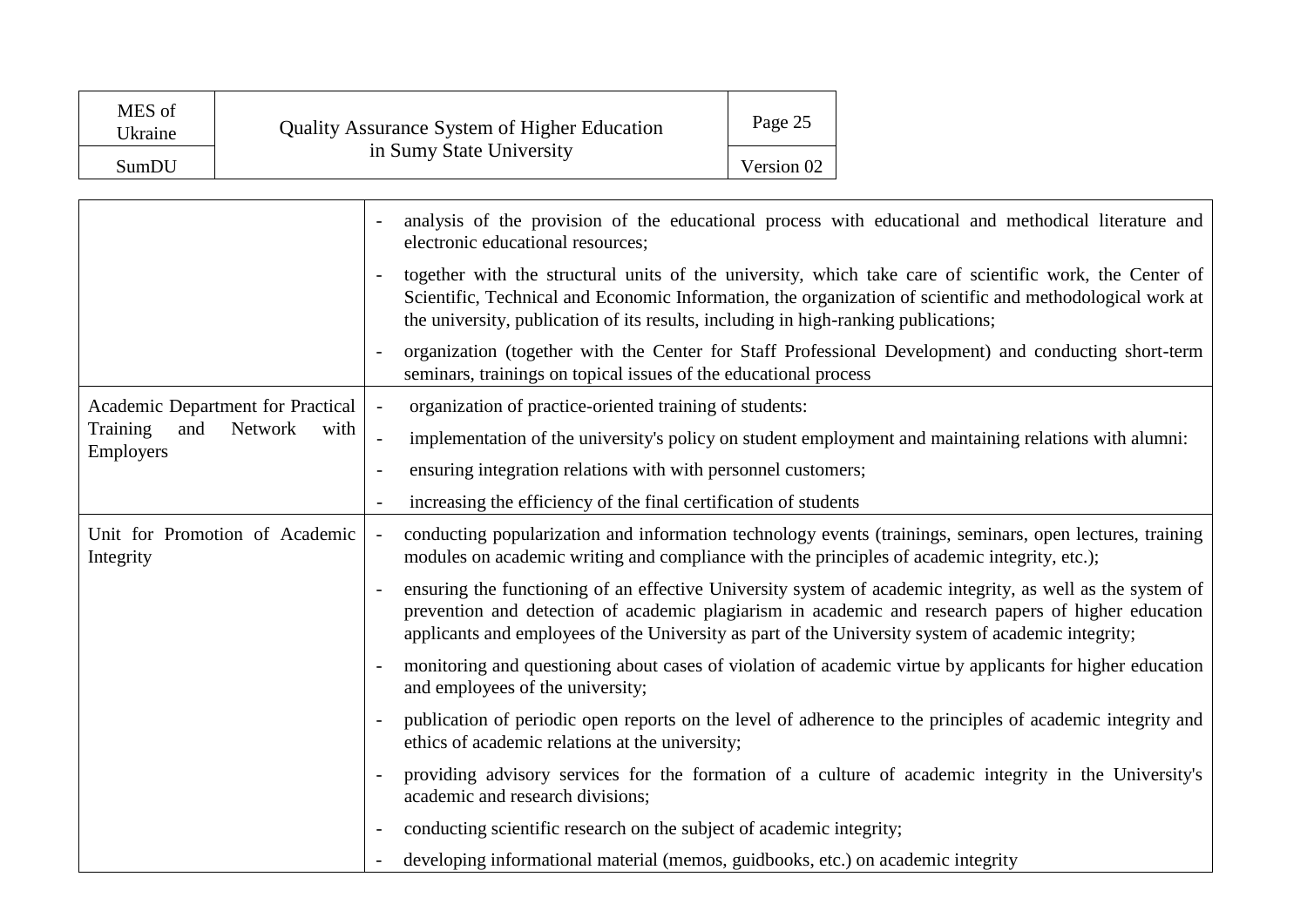| | |
|---|---|
| | - analysis of the provision of the educational process with educational and methodical literature and electronic educational resources;<br>- together with the structural units of the university, which take care of scientific work, the Center of Scientific, Technical and Economic Information, the organization of scientific and methodological work at the university, publication of its results, including in high-ranking publications;<br>- organization (together with the Center for Staff Professional Development) and conducting short-term seminars, trainings on topical issues of the educational process |
| Academic Department for Practical Training and Network with Employers | - organization of practice-oriented training of students:<br>- implementation of the university's policy on student employment and maintaining relations with alumni:<br>- ensuring integration relations with with personnel customers;<br>- increasing the efficiency of the final certification of students |
| Unit for Promotion of Academic Integrity | - conducting popularization and information technology events (trainings, seminars, open lectures, training modules on academic writing and compliance with the principles of academic integrity, etc.);<br>- ensuring the functioning of an effective University system of academic integrity, as well as the system of prevention and detection of academic plagiarism in academic and research papers of higher education applicants and employees of the University as part of the University system of academic integrity;<br>- monitoring and questioning about cases of violation of academic virtue by applicants for higher education and employees of the university;<br>- publication of periodic open reports on the level of adherence to the principles of academic integrity and ethics of academic relations at the university;<br>- providing advisory services for the formation of a culture of academic integrity in the University's academic and research divisions;<br>- conducting scientific research on the subject of academic integrity;<br>- developing informational material (memos, guidbooks, etc.) on academic integrity |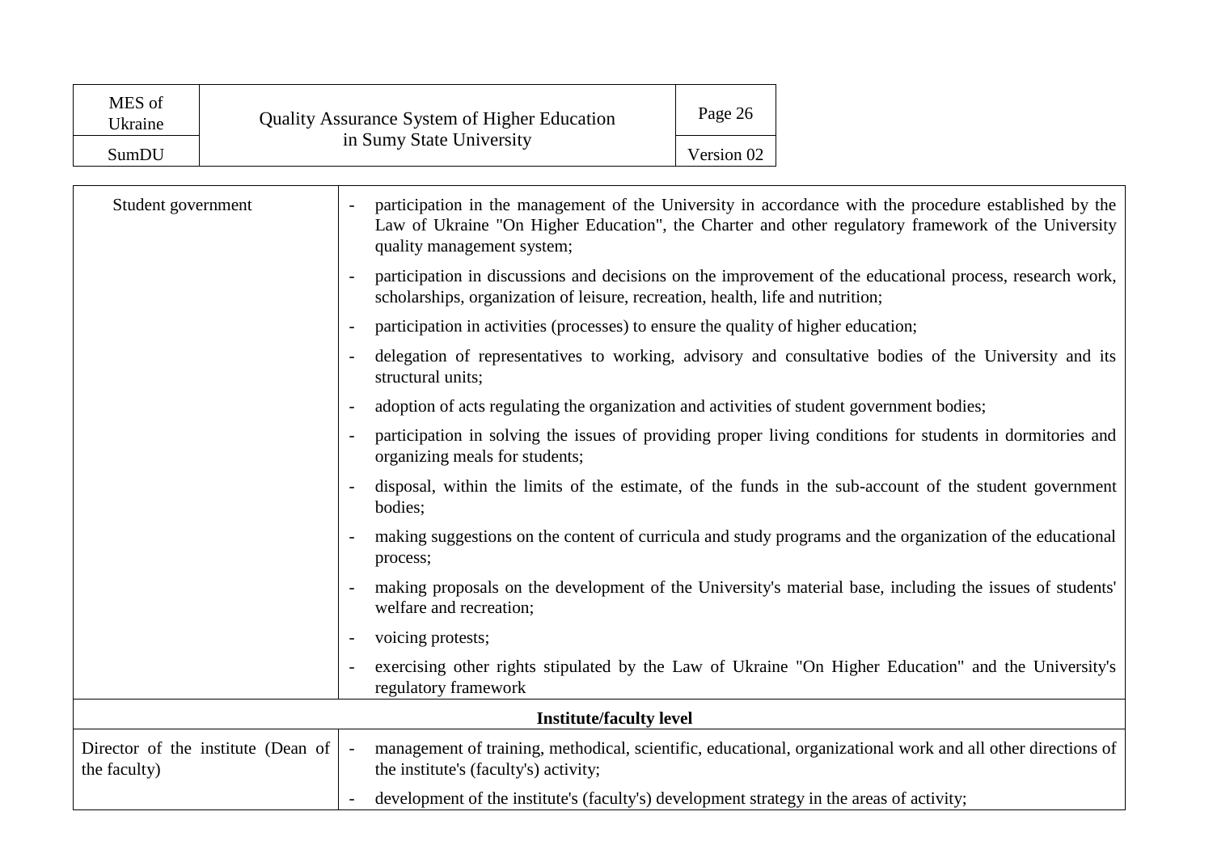| | |
|---|---|
| Student government | - participation in the management of the University in accordance with the procedure established by the Law of Ukraine "On Higher Education", the Charter and other regulatory framework of the University quality management system;<br>- participation in discussions and decisions on the improvement of the educational process, research work, scholarships, organization of leisure, recreation, health, life and nutrition;<br>- participation in activities (processes) to ensure the quality of higher education;<br>- delegation of representatives to working, advisory and consultative bodies of the University and its structural units;<br>- adoption of acts regulating the organization and activities of student government bodies;<br>- participation in solving the issues of providing proper living conditions for students in dormitories and organizing meals for students;<br>- disposal, within the limits of the estimate, of the funds in the sub-account of the student government bodies;<br>- making suggestions on the content of curricula and study programs and the organization of the educational process;<br>- making proposals on the development of the University's material base, including the issues of students' welfare and recreation;<br>- voicing protests;<br>- exercising other rights stipulated by the Law of Ukraine "On Higher Education" and the University's regulatory framework |
| **Institute/faculty level** | |
| Director of the institute (Dean of the faculty) | - management of training, methodical, scientific, educational, organizational work and all other directions of the institute's (faculty's) activity;<br>- development of the institute's (faculty's) development strategy in the areas of activity; |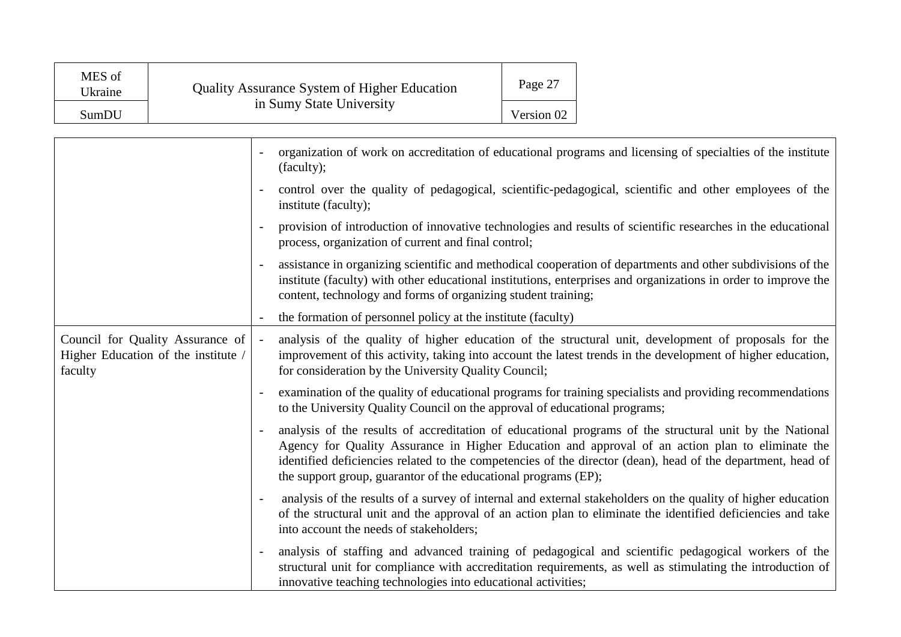| | |
|---|---|
| | - organization of work on accreditation of educational programs and licensing of specialties of the institute (faculty);<br>- control over the quality of pedagogical, scientific-pedagogical, scientific and other employees of the institute (faculty);<br>- provision of introduction of innovative technologies and results of scientific researches in the educational process, organization of current and final control;<br>- assistance in organizing scientific and methodical cooperation of departments and other subdivisions of the institute (faculty) with other educational institutions, enterprises and organizations in order to improve the content, technology and forms of organizing student training;<br>- the formation of personnel policy at the institute (faculty) |
| Council for Quality Assurance of Higher Education of the institute / faculty | - analysis of the quality of higher education of the structural unit, development of proposals for the improvement of this activity, taking into account the latest trends in the development of higher education, for consideration by the University Quality Council;<br>- examination of the quality of educational programs for training specialists and providing recommendations to the University Quality Council on the approval of educational programs;<br>- analysis of the results of accreditation of educational programs of the structural unit by the National Agency for Quality Assurance in Higher Education and approval of an action plan to eliminate the identified deficiencies related to the competencies of the director (dean), head of the department, head of the support group, guarantor of the educational programs (EP);<br>- analysis of the results of a survey of internal and external stakeholders on the quality of higher education of the structural unit and the approval of an action plan to eliminate the identified deficiencies and take into account the needs of stakeholders;<br>- analysis of staffing and advanced training of pedagogical and scientific pedagogical workers of the structural unit for compliance with accreditation requirements, as well as stimulating the introduction of innovative teaching technologies into educational activities; |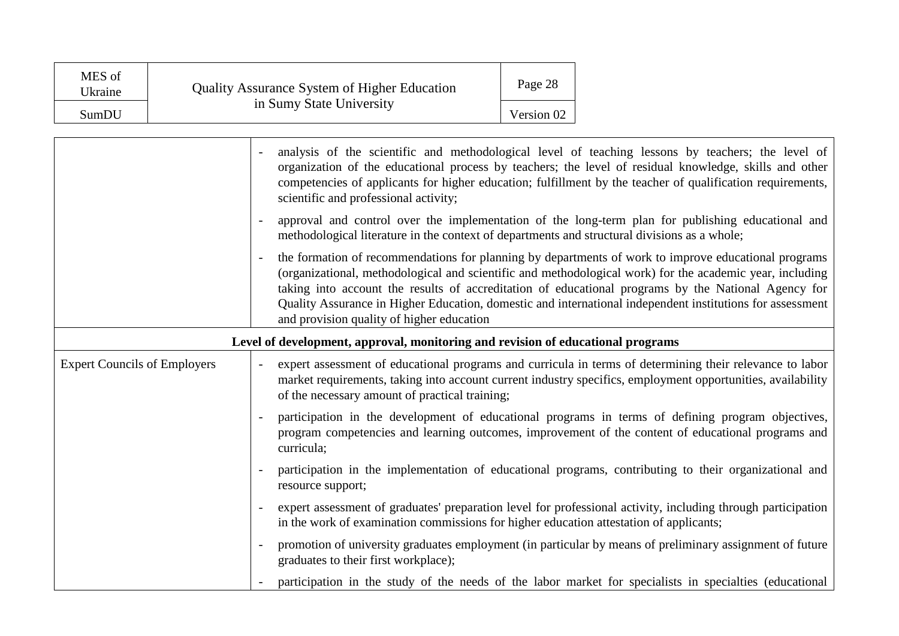| | |
|---|---|
| | - analysis of the scientific and methodological level of teaching lessons by teachers; the level of organization of the educational process by teachers; the level of residual knowledge, skills and other competencies of applicants for higher education; fulfillment by the teacher of qualification requirements, scientific and professional activity;<br>- approval and control over the implementation of the long-term plan for publishing educational and methodological literature in the context of departments and structural divisions as a whole;<br>- the formation of recommendations for planning by departments of work to improve educational programs (organizational, methodological and scientific and methodological work) for the academic year, including taking into account the results of accreditation of educational programs by the National Agency for Quality Assurance in Higher Education, domestic and international independent institutions for assessment and provision quality of higher education |
| **Level of development, approval, monitoring and revision of educational programs** | |
| Expert Councils of Employers | - expert assessment of educational programs and curricula in terms of determining their relevance to labor market requirements, taking into account current industry specifics, employment opportunities, availability of the necessary amount of practical training;<br>- participation in the development of educational programs in terms of defining program objectives, program competencies and learning outcomes, improvement of the content of educational programs and curricula;<br>- participation in the implementation of educational programs, contributing to their organizational and resource support;<br>- expert assessment of graduates' preparation level for professional activity, including through participation in the work of examination commissions for higher education attestation of applicants;<br>- promotion of university graduates employment (in particular by means of preliminary assignment of future graduates to their first workplace);<br>- participation in the study of the needs of the labor market for specialists in specialties (educational |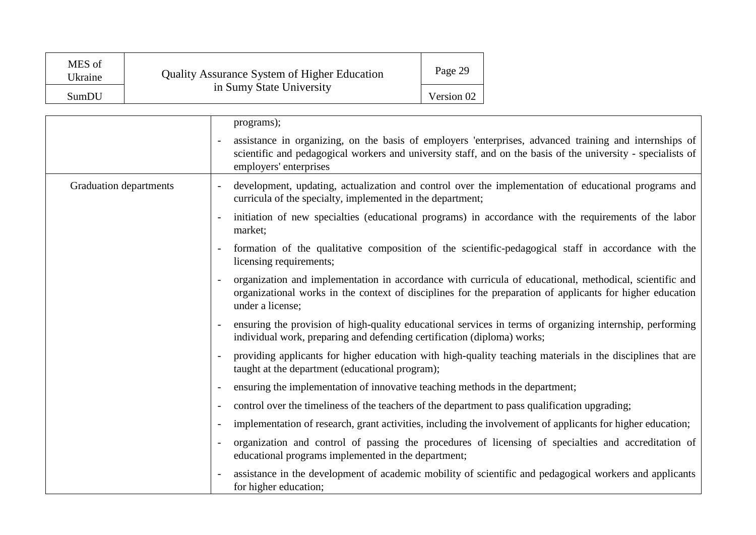| | |
|---|---|
| | programs);<br>- assistance in organizing, on the basis of employers 'enterprises, advanced training and internships of scientific and pedagogical workers and university staff, and on the basis of the university - specialists of employers' enterprises |
| Graduation departments | - development, updating, actualization and control over the implementation of educational programs and curricula of the specialty, implemented in the department;<br>- initiation of new specialties (educational programs) in accordance with the requirements of the labor market;<br>- formation of the qualitative composition of the scientific-pedagogical staff in accordance with the licensing requirements;<br>- organization and implementation in accordance with curricula of educational, methodical, scientific and organizational works in the context of disciplines for the preparation of applicants for higher education under a license;<br>- ensuring the provision of high-quality educational services in terms of organizing internship, performing individual work, preparing and defending certification (diploma) works;<br>- providing applicants for higher education with high-quality teaching materials in the disciplines that are taught at the department (educational program);<br>- ensuring the implementation of innovative teaching methods in the department;<br>- control over the timeliness of the teachers of the department to pass qualification upgrading;<br>- implementation of research, grant activities, including the involvement of applicants for higher education;<br>- organization and control of passing the procedures of licensing of specialties and accreditation of educational programs implemented in the department;<br>- assistance in the development of academic mobility of scientific and pedagogical workers and applicants for higher education; |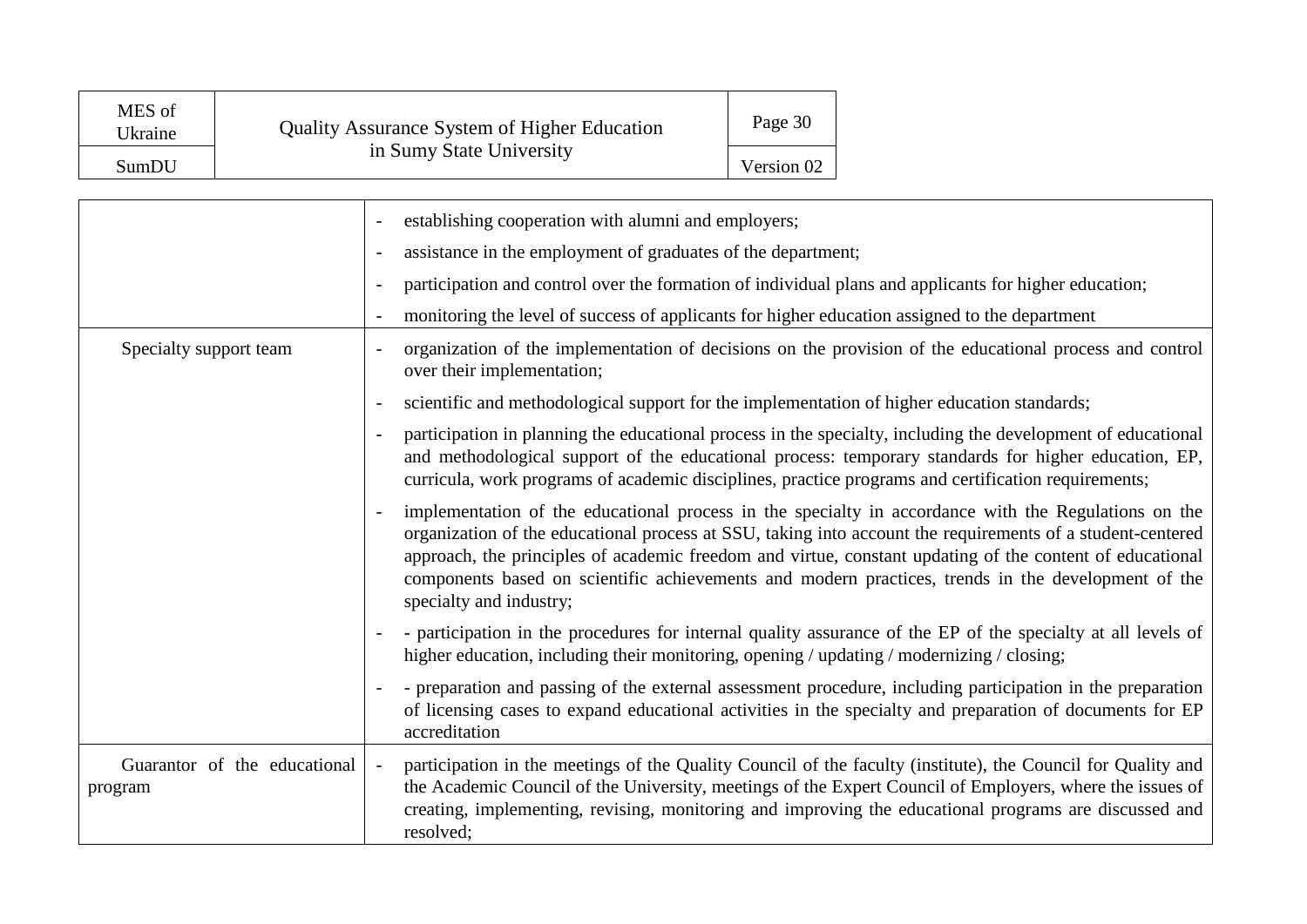| | |
|---|---|
| | - establishing cooperation with alumni and employers;<br>- assistance in the employment of graduates of the department;<br>- participation and control over the formation of individual plans and applicants for higher education;<br>- monitoring the level of success of applicants for higher education assigned to the department |
| Specialty support team | - organization of the implementation of decisions on the provision of the educational process and control over their implementation;<br>- scientific and methodological support for the implementation of higher education standards;<br>- participation in planning the educational process in the specialty, including the development of educational and methodological support of the educational process: temporary standards for higher education, EP, curricula, work programs of academic disciplines, practice programs and certification requirements;<br>- implementation of the educational process in the specialty in accordance with the Regulations on the organization of the educational process at SSU, taking into account the requirements of a student-centered approach, the principles of academic freedom and virtue, constant updating of the content of educational components based on scientific achievements and modern practices, trends in the development of the specialty and industry;<br>- - participation in the procedures for internal quality assurance of the EP of the specialty at all levels of higher education, including their monitoring, opening / updating / modernizing / closing;<br>- - preparation and passing of the external assessment procedure, including participation in the preparation of licensing cases to expand educational activities in the specialty and preparation of documents for EP accreditation |
| Guarantor of the educational program | - participation in the meetings of the Quality Council of the faculty (institute), the Council for Quality and the Academic Council of the University, meetings of the Expert Council of Employers, where the issues of creating, implementing, revising, monitoring and improving the educational programs are discussed and resolved; |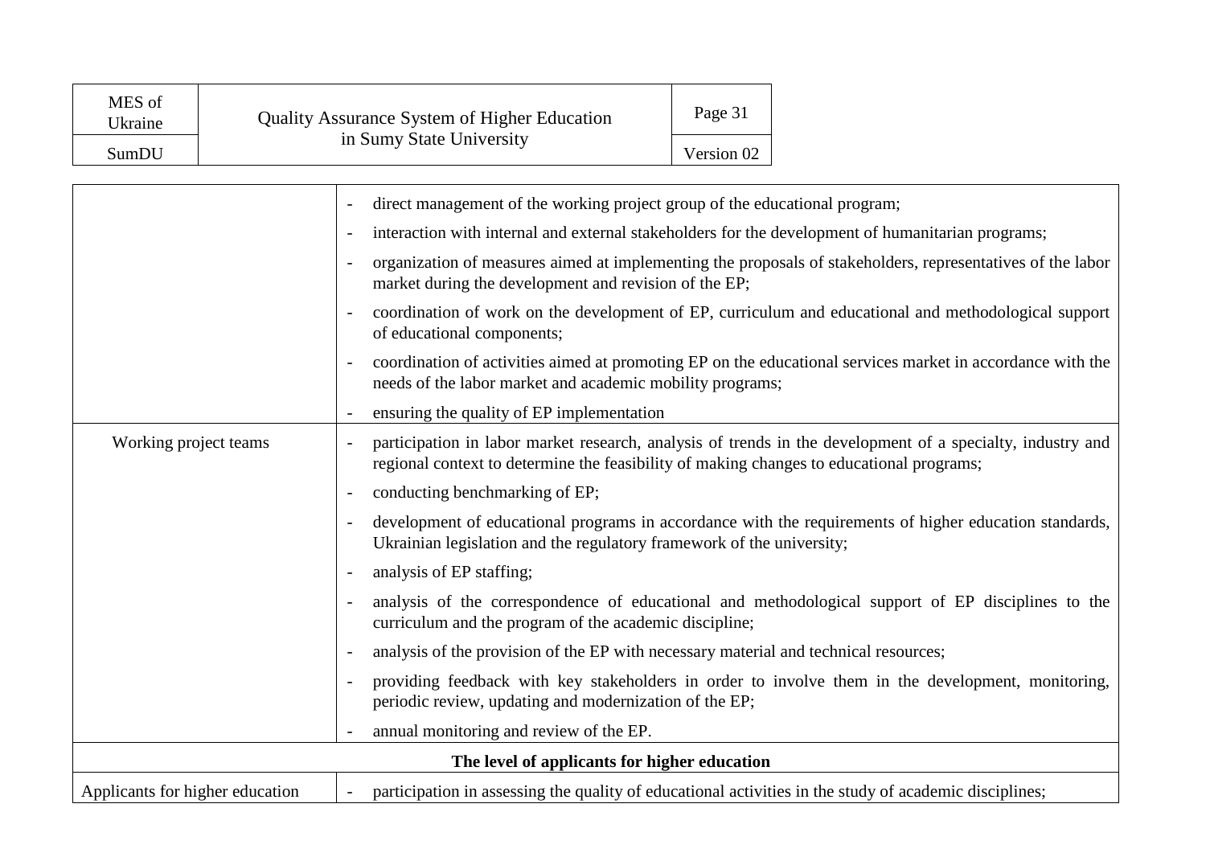| | |
|---|---|
| | - direct management of the working project group of the educational program;<br>- interaction with internal and external stakeholders for the development of humanitarian programs;<br>- organization of measures aimed at implementing the proposals of stakeholders, representatives of the labor market during the development and revision of the EP;<br>- coordination of work on the development of EP, curriculum and educational and methodological support of educational components;<br>- coordination of activities aimed at promoting EP on the educational services market in accordance with the needs of the labor market and academic mobility programs;<br>- ensuring the quality of EP implementation |
| Working project teams | - participation in labor market research, analysis of trends in the development of a specialty, industry and regional context to determine the feasibility of making changes to educational programs;<br>- conducting benchmarking of EP;<br>- development of educational programs in accordance with the requirements of higher education standards, Ukrainian legislation and the regulatory framework of the university;<br>- analysis of EP staffing;<br>- analysis of the correspondence of educational and methodological support of EP disciplines to the curriculum and the program of the academic discipline;<br>- analysis of the provision of the EP with necessary material and technical resources;<br>- providing feedback with key stakeholders in order to involve them in the development, monitoring, periodic review, updating and modernization of the EP;<br>- annual monitoring and review of the EP. |
| **The level of applicants for higher education** | |
| Applicants for higher education | - participation in assessing the quality of educational activities in the study of academic disciplines; |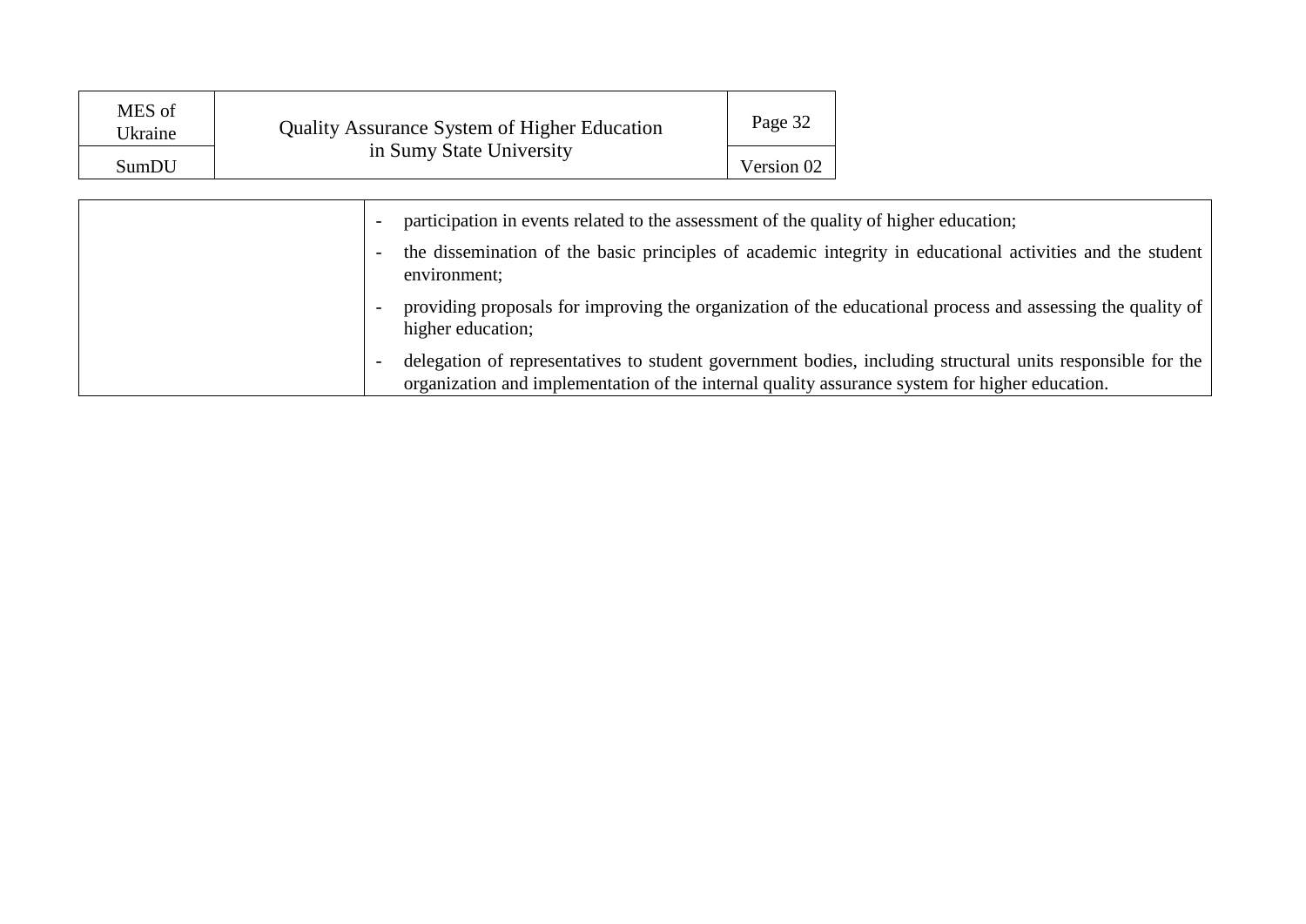| | |
|---|---|
| | - participation in events related to the assessment of the quality of higher education;<br>- the dissemination of the basic principles of academic integrity in educational activities and the student environment;<br>- providing proposals for improving the organization of the educational process and assessing the quality of higher education;<br>- delegation of representatives to student government bodies, including structural units responsible for the organization and implementation of the internal quality assurance system for higher education. |